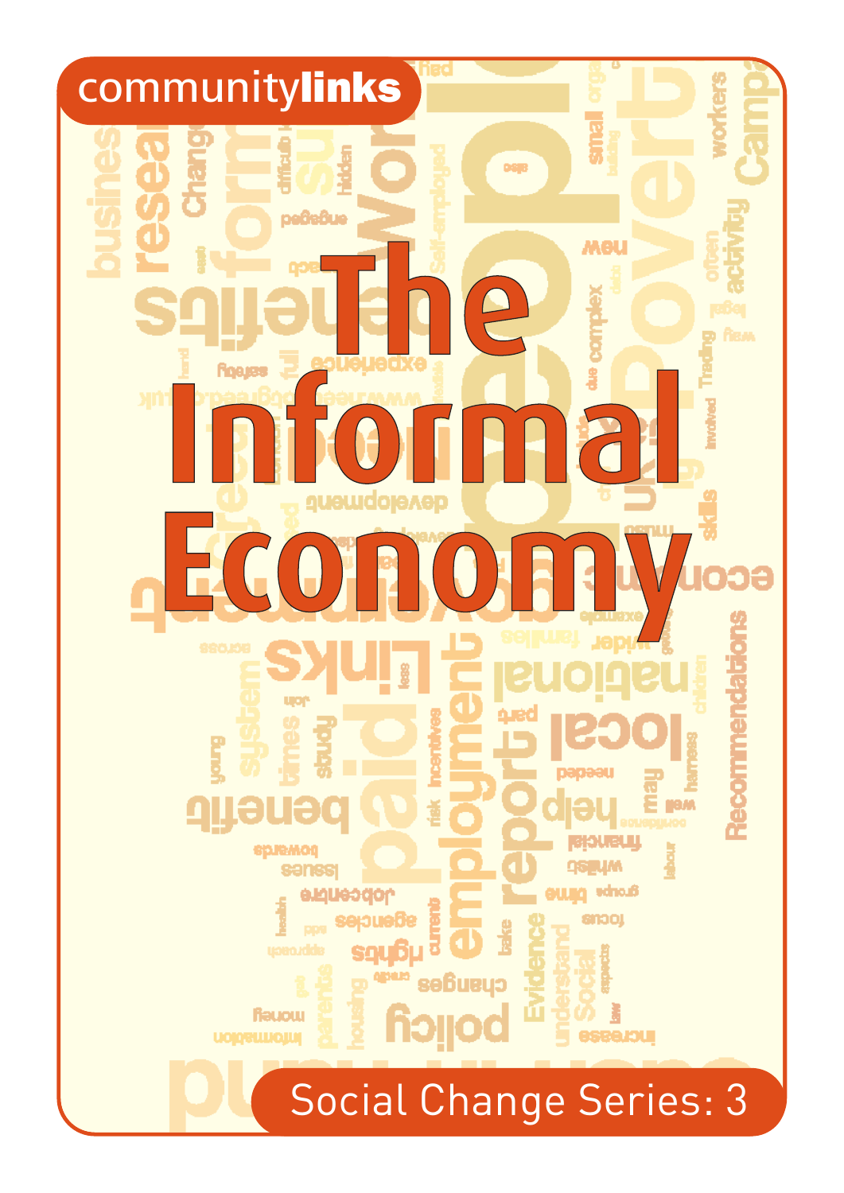communitylinks

# The Informal Economy

Social Change Series: 3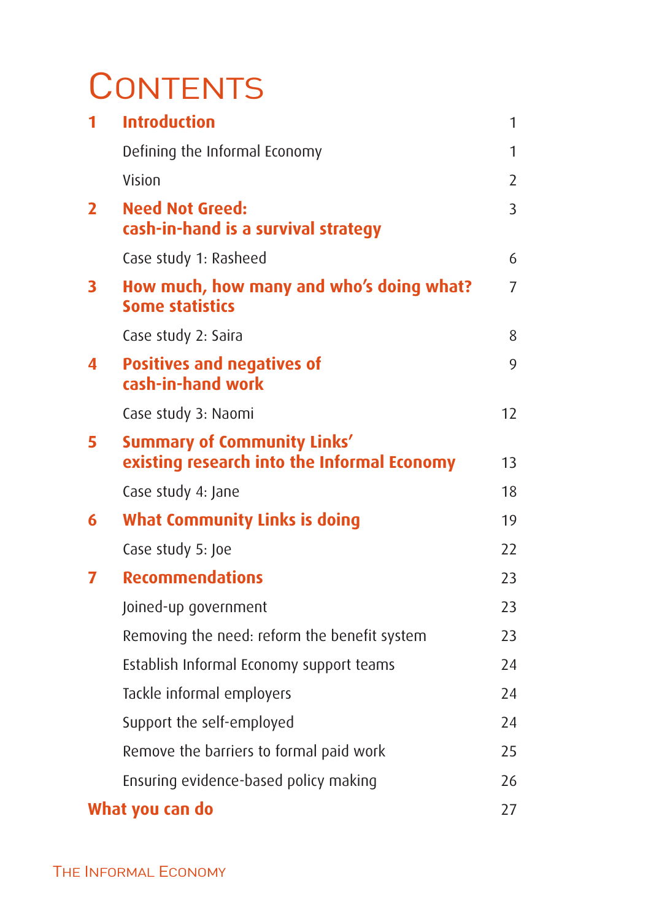# Contents

| | | |
|---|---|---|
| **1** | **Introduction** | 1 |
| | Defining the Informal Economy | 1 |
| | Vision | 2 |
| **2** | **Need Not Greed: cash-in-hand is a survival strategy** | 3 |
| | Case study 1: Rasheed | 6 |
| **3** | **How much, how many and who's doing what? Some statistics** | 7 |
| | Case study 2: Saira | 8 |
| **4** | **Positives and negatives of cash-in-hand work** | 9 |
| | Case study 3: Naomi | 12 |
| **5** | **Summary of Community Links' existing research into the Informal Economy** | 13 |
| | Case study 4: Jane | 18 |
| **6** | **What Community Links is doing** | 19 |
| | Case study 5: Joe | 22 |
| **7** | **Recommendations** | 23 |
| | Joined-up government | 23 |
| | Removing the need: reform the benefit system | 23 |
| | Establish Informal Economy support teams | 24 |
| | Tackle informal employers | 24 |
| | Support the self-employed | 24 |
| | Remove the barriers to formal paid work | 25 |
| | Ensuring evidence-based policy making | 26 |
| | **What you can do** | 27 |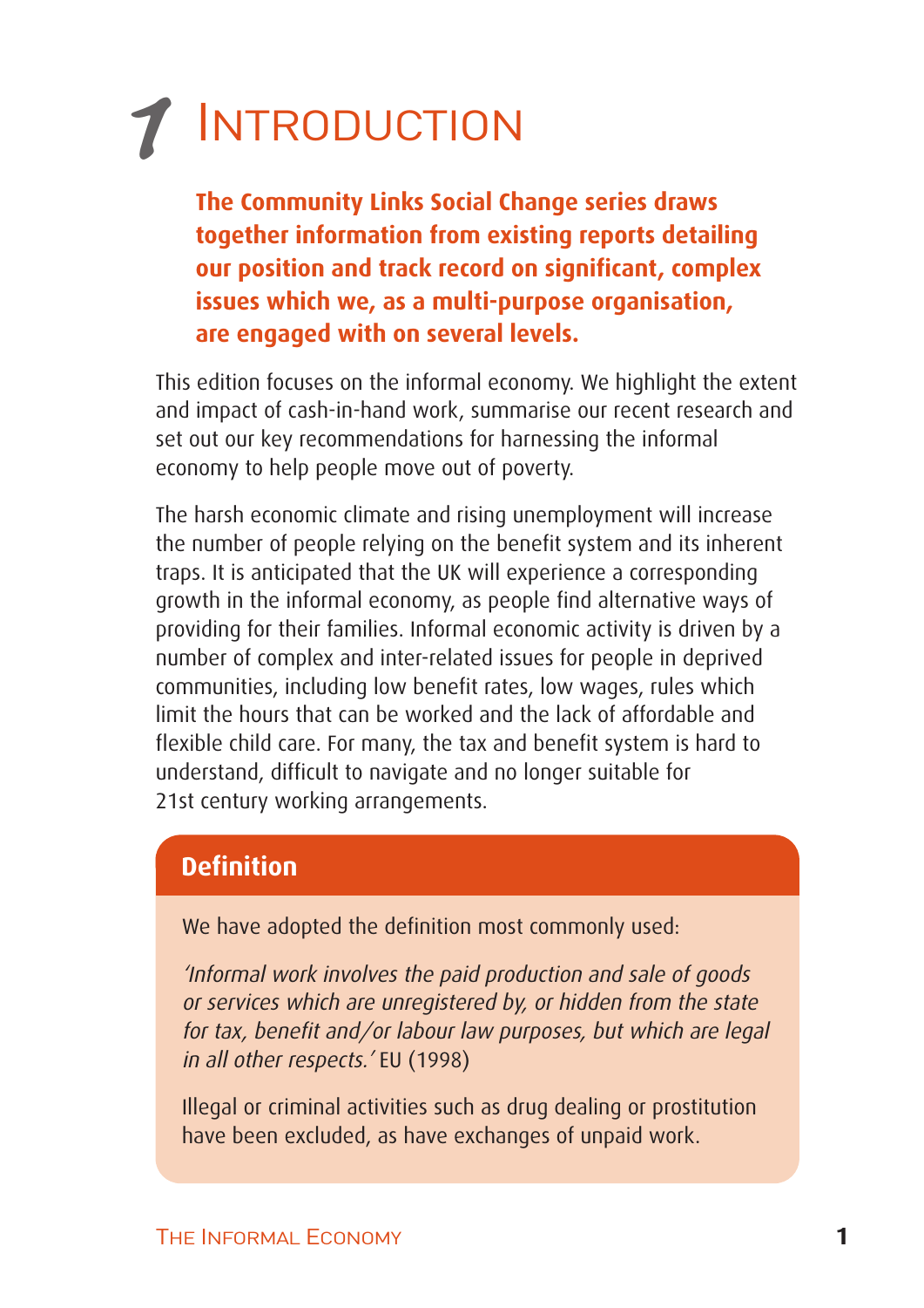# 1 Introduction

**The Community Links Social Change series draws together information from existing reports detailing our position and track record on significant, complex issues which we, as a multi-purpose organisation, are engaged with on several levels.**

This edition focuses on the informal economy. We highlight the extent and impact of cash-in-hand work, summarise our recent research and set out our key recommendations for harnessing the informal economy to help people move out of poverty.

The harsh economic climate and rising unemployment will increase the number of people relying on the benefit system and its inherent traps. It is anticipated that the UK will experience a corresponding growth in the informal economy, as people find alternative ways of providing for their families. Informal economic activity is driven by a number of complex and inter-related issues for people in deprived communities, including low benefit rates, low wages, rules which limit the hours that can be worked and the lack of affordable and flexible child care. For many, the tax and benefit system is hard to understand, difficult to navigate and no longer suitable for 21st century working arrangements.

### Definition

We have adopted the definition most commonly used:

*'Informal work involves the paid production and sale of goods or services which are unregistered by, or hidden from the state for tax, benefit and/or labour law purposes, but which are legal in all other respects.'* EU (1998)

Illegal or criminal activities such as drug dealing or prostitution have been excluded, as have exchanges of unpaid work.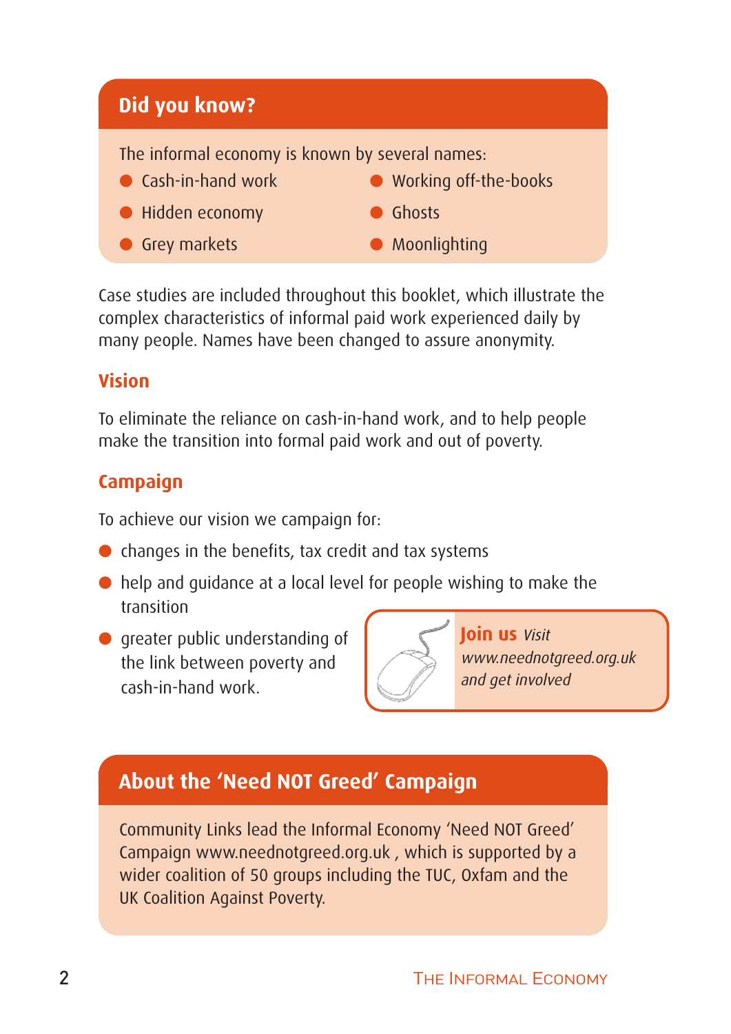## Did you know?

The informal economy is known by several names:

- Cash-in-hand work
- Working off-the-books
- Hidden economy
- Ghosts
- Grey markets
- Moonlighting

Case studies are included throughout this booklet, which illustrate the complex characteristics of informal paid work experienced daily by many people. Names have been changed to assure anonymity.

### Vision

To eliminate the reliance on cash-in-hand work, and to help people make the transition into formal paid work and out of poverty.

### Campaign

To achieve our vision we campaign for:

- changes in the benefits, tax credit and tax systems
- help and guidance at a local level for people wishing to make the transition
- greater public understanding of the link between poverty and cash-in-hand work.

**Join us** *Visit www.neednotgreed.org.uk and get involved*

## About the 'Need NOT Greed' Campaign

Community Links lead the Informal Economy 'Need NOT Greed' Campaign www.neednotgreed.org.uk , which is supported by a wider coalition of 50 groups including the TUC, Oxfam and the UK Coalition Against Poverty.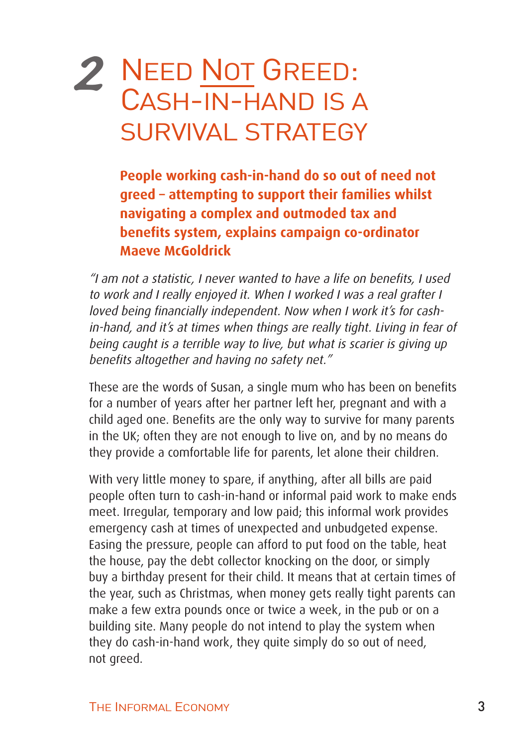# 2 Need Not Greed: Cash-in-hand is a survival strategy

**People working cash-in-hand do so out of need not greed – attempting to support their families whilst navigating a complex and outmoded tax and benefits system, explains campaign co-ordinator Maeve McGoldrick**

*"I am not a statistic, I never wanted to have a life on benefits, I used to work and I really enjoyed it. When I worked I was a real grafter I loved being financially independent. Now when I work it's for cash-in-hand, and it's at times when things are really tight. Living in fear of being caught is a terrible way to live, but what is scarier is giving up benefits altogether and having no safety net."*

These are the words of Susan, a single mum who has been on benefits for a number of years after her partner left her, pregnant and with a child aged one. Benefits are the only way to survive for many parents in the UK; often they are not enough to live on, and by no means do they provide a comfortable life for parents, let alone their children.

With very little money to spare, if anything, after all bills are paid people often turn to cash-in-hand or informal paid work to make ends meet. Irregular, temporary and low paid; this informal work provides emergency cash at times of unexpected and unbudgeted expense. Easing the pressure, people can afford to put food on the table, heat the house, pay the debt collector knocking on the door, or simply buy a birthday present for their child. It means that at certain times of the year, such as Christmas, when money gets really tight parents can make a few extra pounds once or twice a week, in the pub or on a building site. Many people do not intend to play the system when they do cash-in-hand work, they quite simply do so out of need, not greed.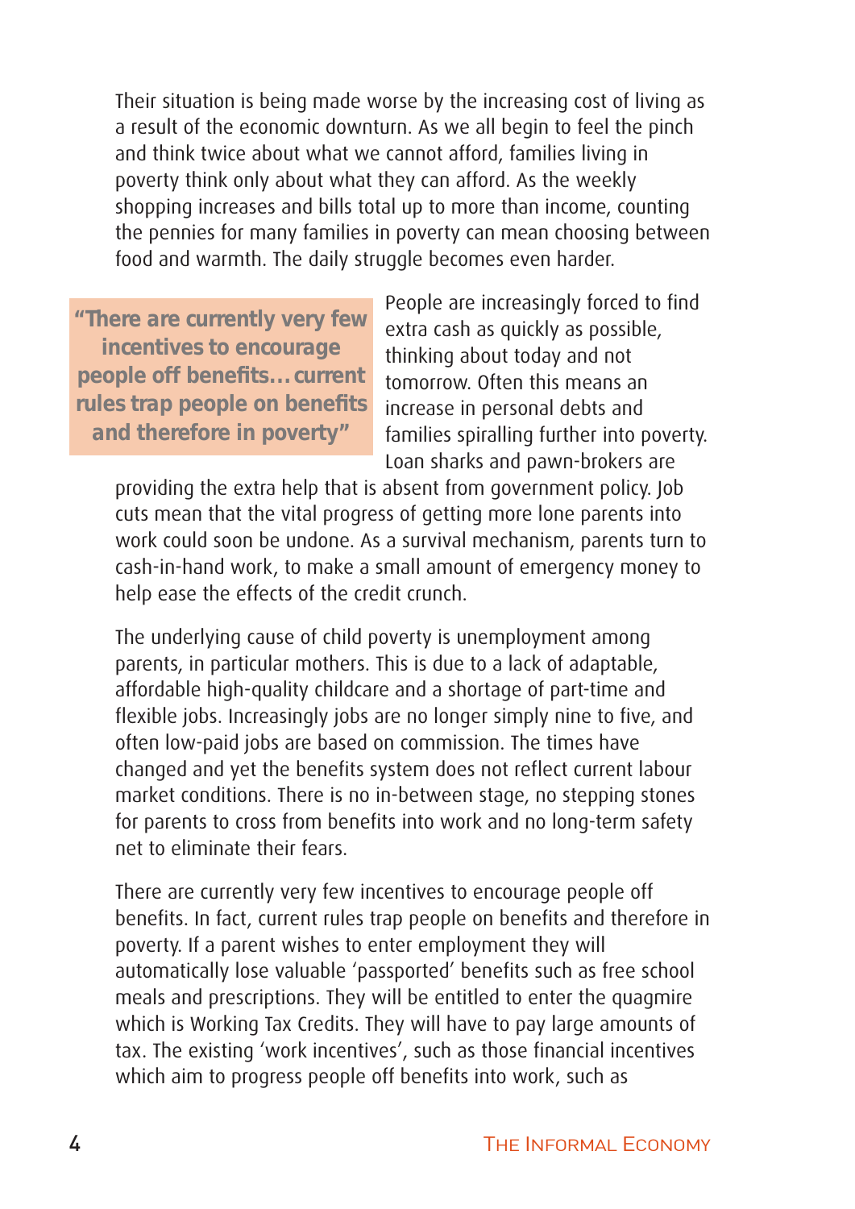Their situation is being made worse by the increasing cost of living as a result of the economic downturn. As we all begin to feel the pinch and think twice about what we cannot afford, families living in poverty think only about what they can afford. As the weekly shopping increases and bills total up to more than income, counting the pennies for many families in poverty can mean choosing between food and warmth. The daily struggle becomes even harder.

> **"There are currently very few incentives to encourage people off benefits…current rules trap people on benefits and therefore in poverty"**

People are increasingly forced to find extra cash as quickly as possible, thinking about today and not tomorrow. Often this means an increase in personal debts and families spiralling further into poverty. Loan sharks and pawn-brokers are providing the extra help that is absent from government policy. Job cuts mean that the vital progress of getting more lone parents into work could soon be undone. As a survival mechanism, parents turn to cash-in-hand work, to make a small amount of emergency money to help ease the effects of the credit crunch.

The underlying cause of child poverty is unemployment among parents, in particular mothers. This is due to a lack of adaptable, affordable high-quality childcare and a shortage of part-time and flexible jobs. Increasingly jobs are no longer simply nine to five, and often low-paid jobs are based on commission. The times have changed and yet the benefits system does not reflect current labour market conditions. There is no in-between stage, no stepping stones for parents to cross from benefits into work and no long-term safety net to eliminate their fears.

There are currently very few incentives to encourage people off benefits. In fact, current rules trap people on benefits and therefore in poverty. If a parent wishes to enter employment they will automatically lose valuable 'passported' benefits such as free school meals and prescriptions. They will be entitled to enter the quagmire which is Working Tax Credits. They will have to pay large amounts of tax. The existing 'work incentives', such as those financial incentives which aim to progress people off benefits into work, such as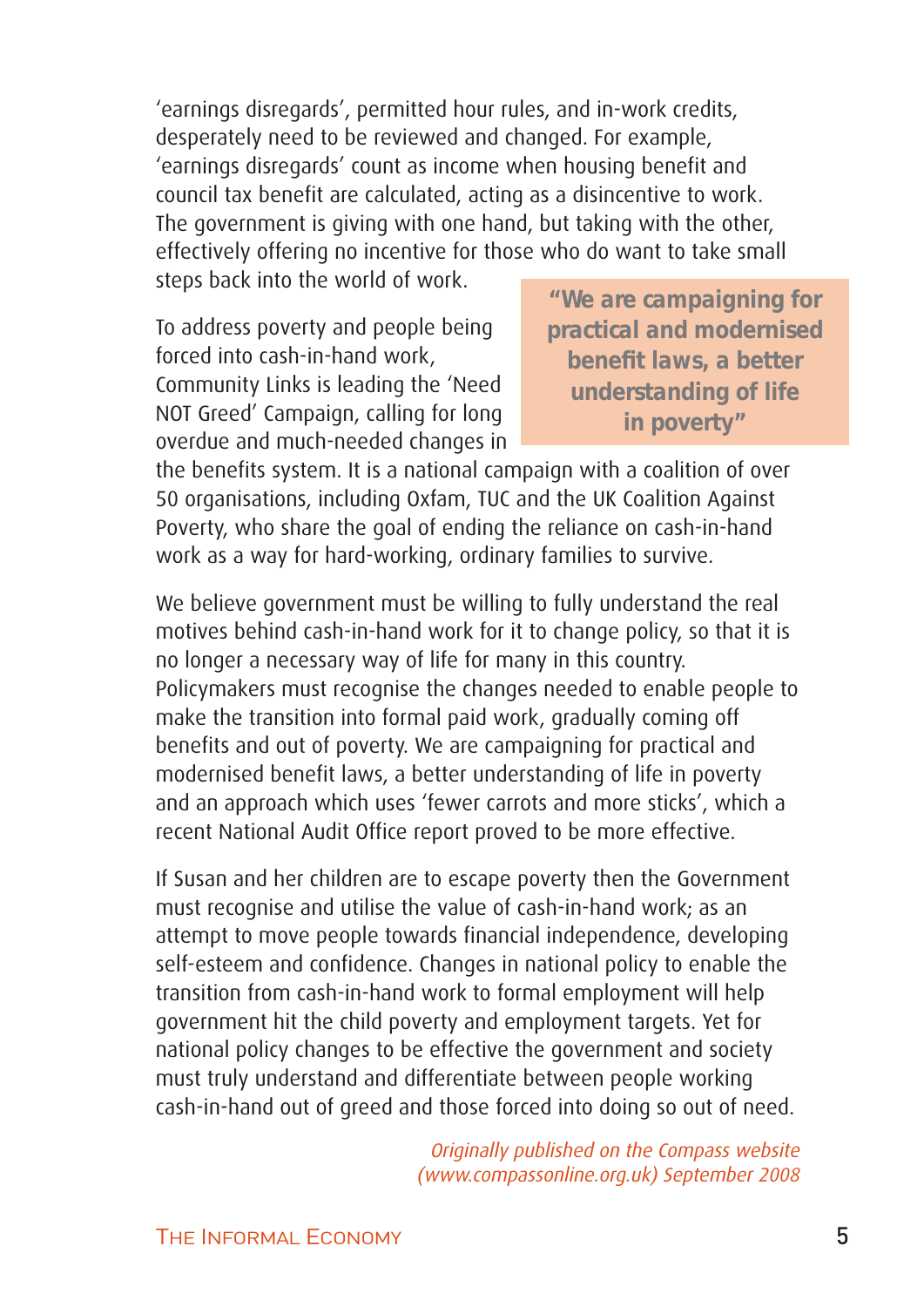'earnings disregards', permitted hour rules, and in-work credits, desperately need to be reviewed and changed. For example, 'earnings disregards' count as income when housing benefit and council tax benefit are calculated, acting as a disincentive to work. The government is giving with one hand, but taking with the other, effectively offering no incentive for those who do want to take small steps back into the world of work.

> **"We are campaigning for practical and modernised benefit laws, a better understanding of life in poverty"**

To address poverty and people being forced into cash-in-hand work, Community Links is leading the 'Need NOT Greed' Campaign, calling for long overdue and much-needed changes in the benefits system. It is a national campaign with a coalition of over 50 organisations, including Oxfam, TUC and the UK Coalition Against Poverty, who share the goal of ending the reliance on cash-in-hand work as a way for hard-working, ordinary families to survive.

We believe government must be willing to fully understand the real motives behind cash-in-hand work for it to change policy, so that it is no longer a necessary way of life for many in this country. Policymakers must recognise the changes needed to enable people to make the transition into formal paid work, gradually coming off benefits and out of poverty. We are campaigning for practical and modernised benefit laws, a better understanding of life in poverty and an approach which uses 'fewer carrots and more sticks', which a recent National Audit Office report proved to be more effective.

If Susan and her children are to escape poverty then the Government must recognise and utilise the value of cash-in-hand work; as an attempt to move people towards financial independence, developing self-esteem and confidence. Changes in national policy to enable the transition from cash-in-hand work to formal employment will help government hit the child poverty and employment targets. Yet for national policy changes to be effective the government and society must truly understand and differentiate between people working cash-in-hand out of greed and those forced into doing so out of need.

*Originally published on the Compass website (www.compassonline.org.uk) September 2008*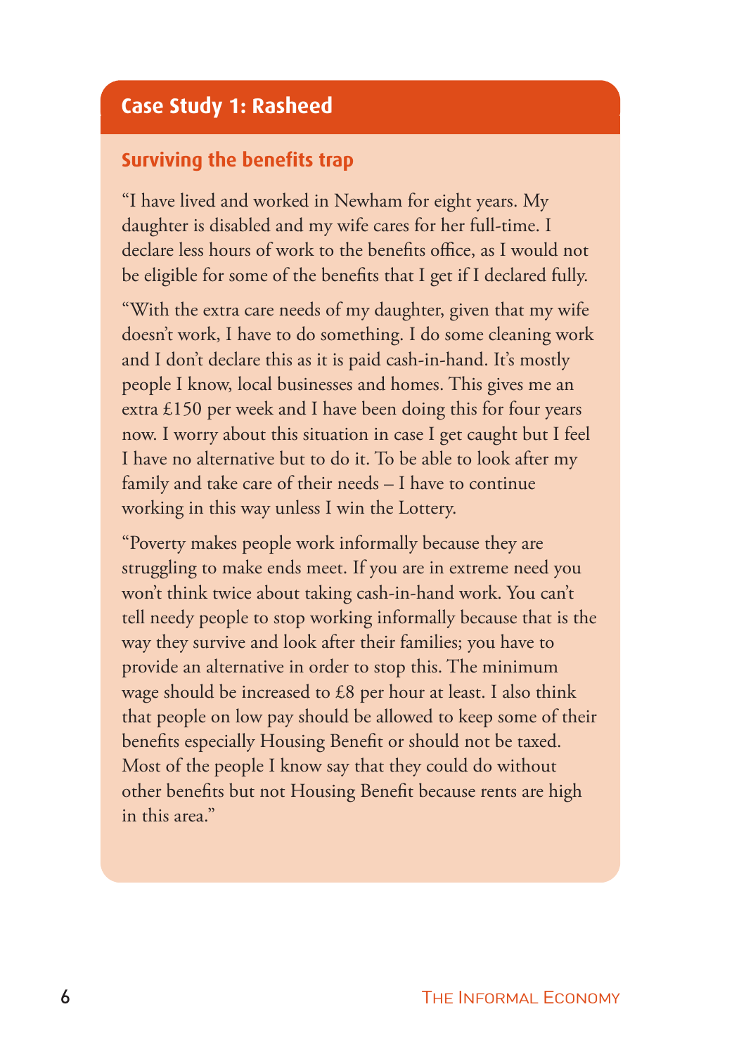## Case Study 1: Rasheed

### Surviving the benefits trap

"I have lived and worked in Newham for eight years. My daughter is disabled and my wife cares for her full-time. I declare less hours of work to the benefits office, as I would not be eligible for some of the benefits that I get if I declared fully.

"With the extra care needs of my daughter, given that my wife doesn't work, I have to do something. I do some cleaning work and I don't declare this as it is paid cash-in-hand. It's mostly people I know, local businesses and homes. This gives me an extra £150 per week and I have been doing this for four years now. I worry about this situation in case I get caught but I feel I have no alternative but to do it. To be able to look after my family and take care of their needs – I have to continue working in this way unless I win the Lottery.

"Poverty makes people work informally because they are struggling to make ends meet. If you are in extreme need you won't think twice about taking cash-in-hand work. You can't tell needy people to stop working informally because that is the way they survive and look after their families; you have to provide an alternative in order to stop this. The minimum wage should be increased to £8 per hour at least. I also think that people on low pay should be allowed to keep some of their benefits especially Housing Benefit or should not be taxed. Most of the people I know say that they could do without other benefits but not Housing Benefit because rents are high in this area."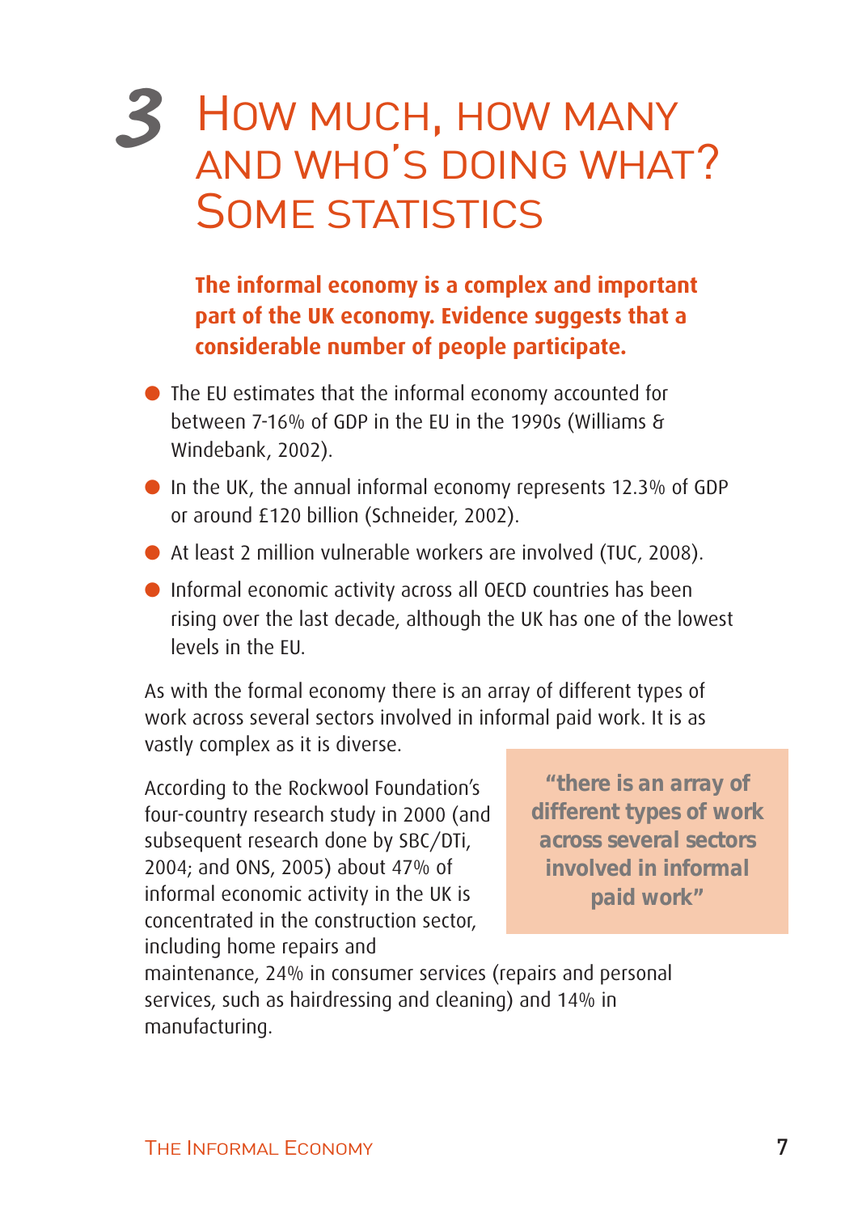# 3 How much, how many and who's doing what? Some statistics

**The informal economy is a complex and important part of the UK economy. Evidence suggests that a considerable number of people participate.**

- The EU estimates that the informal economy accounted for between 7-16% of GDP in the EU in the 1990s (Williams & Windebank, 2002).
- In the UK, the annual informal economy represents 12.3% of GDP or around £120 billion (Schneider, 2002).
- At least 2 million vulnerable workers are involved (TUC, 2008).
- Informal economic activity across all OECD countries has been rising over the last decade, although the UK has one of the lowest levels in the EU.

As with the formal economy there is an array of different types of work across several sectors involved in informal paid work. It is as vastly complex as it is diverse.

> **"there is an array of different types of work across several sectors involved in informal paid work"**

According to the Rockwool Foundation's four-country research study in 2000 (and subsequent research done by SBC/DTi, 2004; and ONS, 2005) about 47% of informal economic activity in the UK is concentrated in the construction sector, including home repairs and maintenance, 24% in consumer services (repairs and personal services, such as hairdressing and cleaning) and 14% in manufacturing.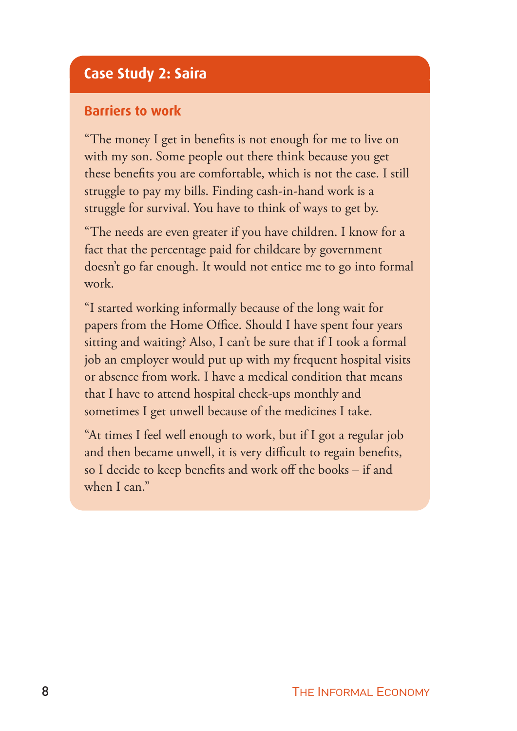## Case Study 2: Saira

### Barriers to work

"The money I get in benefits is not enough for me to live on with my son. Some people out there think because you get these benefits you are comfortable, which is not the case. I still struggle to pay my bills. Finding cash-in-hand work is a struggle for survival. You have to think of ways to get by.

"The needs are even greater if you have children. I know for a fact that the percentage paid for childcare by government doesn't go far enough. It would not entice me to go into formal work.

"I started working informally because of the long wait for papers from the Home Office. Should I have spent four years sitting and waiting? Also, I can't be sure that if I took a formal job an employer would put up with my frequent hospital visits or absence from work. I have a medical condition that means that I have to attend hospital check-ups monthly and sometimes I get unwell because of the medicines I take.

"At times I feel well enough to work, but if I got a regular job and then became unwell, it is very difficult to regain benefits, so I decide to keep benefits and work off the books – if and when I can."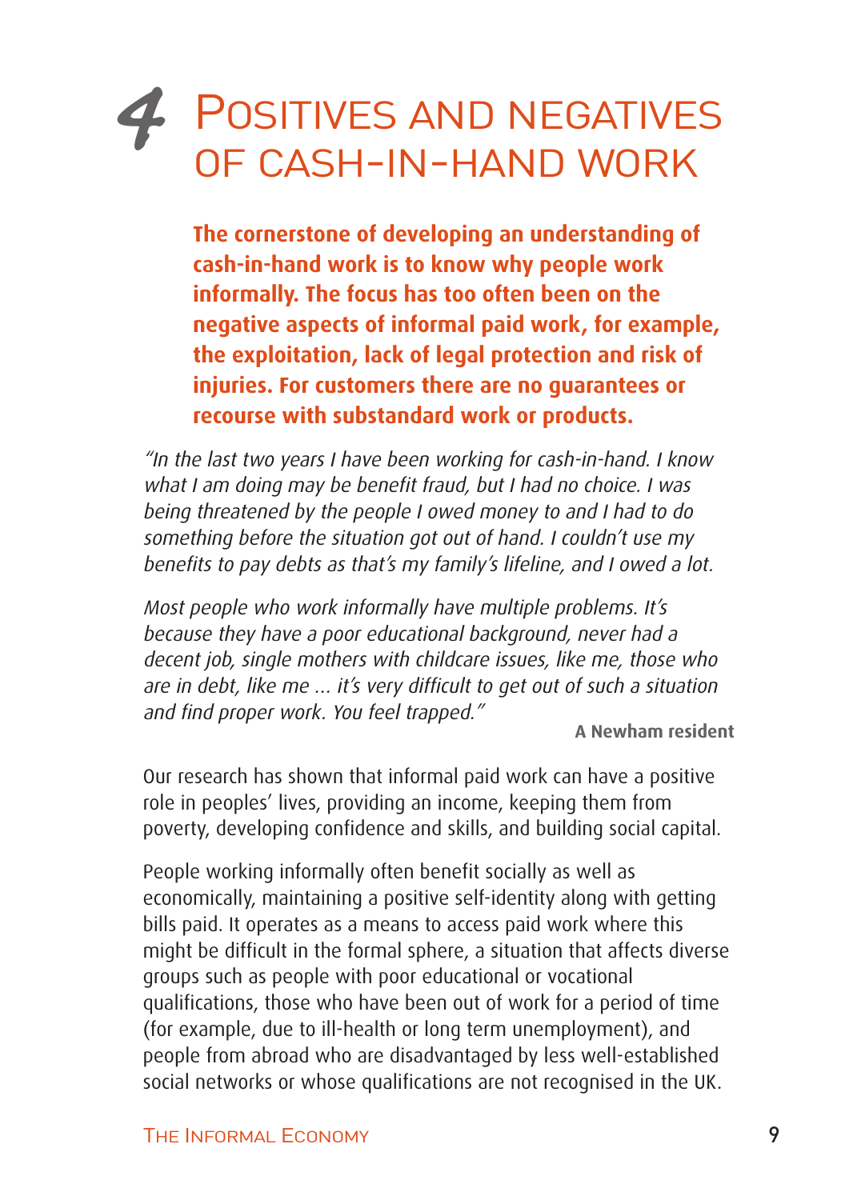# 4 Positives and negatives of cash-in-hand work

**The cornerstone of developing an understanding of cash-in-hand work is to know why people work informally. The focus has too often been on the negative aspects of informal paid work, for example, the exploitation, lack of legal protection and risk of injuries. For customers there are no guarantees or recourse with substandard work or products.**

*"In the last two years I have been working for cash-in-hand. I know what I am doing may be benefit fraud, but I had no choice. I was being threatened by the people I owed money to and I had to do something before the situation got out of hand. I couldn't use my benefits to pay debts as that's my family's lifeline, and I owed a lot.*

*Most people who work informally have multiple problems. It's because they have a poor educational background, never had a decent job, single mothers with childcare issues, like me, those who are in debt, like me ... it's very difficult to get out of such a situation and find proper work. You feel trapped."*

**A Newham resident**

Our research has shown that informal paid work can have a positive role in peoples' lives, providing an income, keeping them from poverty, developing confidence and skills, and building social capital.

People working informally often benefit socially as well as economically, maintaining a positive self-identity along with getting bills paid. It operates as a means to access paid work where this might be difficult in the formal sphere, a situation that affects diverse groups such as people with poor educational or vocational qualifications, those who have been out of work for a period of time (for example, due to ill-health or long term unemployment), and people from abroad who are disadvantaged by less well-established social networks or whose qualifications are not recognised in the UK.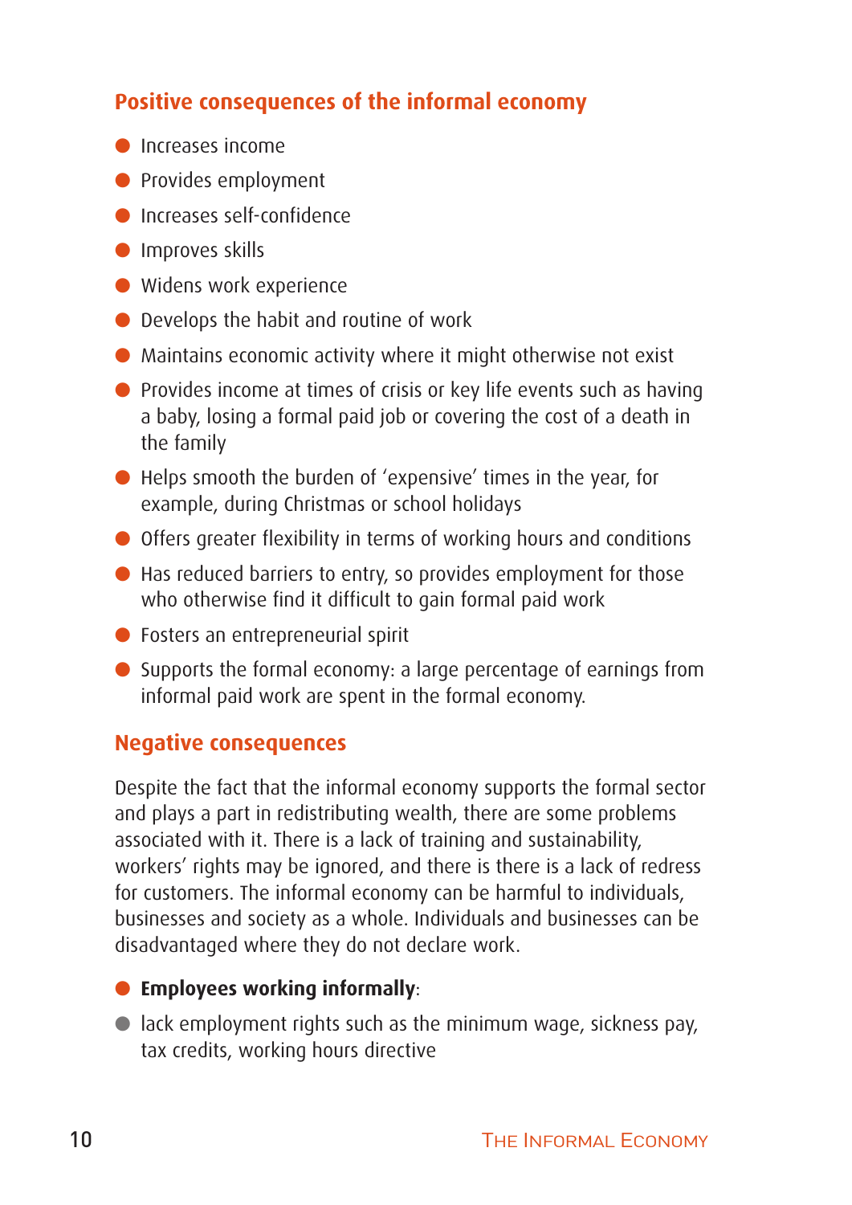## Positive consequences of the informal economy

- Increases income
- Provides employment
- Increases self-confidence
- Improves skills
- Widens work experience
- Develops the habit and routine of work
- Maintains economic activity where it might otherwise not exist
- Provides income at times of crisis or key life events such as having a baby, losing a formal paid job or covering the cost of a death in the family
- Helps smooth the burden of 'expensive' times in the year, for example, during Christmas or school holidays
- Offers greater flexibility in terms of working hours and conditions
- Has reduced barriers to entry, so provides employment for those who otherwise find it difficult to gain formal paid work
- Fosters an entrepreneurial spirit
- Supports the formal economy: a large percentage of earnings from informal paid work are spent in the formal economy.

## Negative consequences

Despite the fact that the informal economy supports the formal sector and plays a part in redistributing wealth, there are some problems associated with it. There is a lack of training and sustainability, workers' rights may be ignored, and there is there is a lack of redress for customers. The informal economy can be harmful to individuals, businesses and society as a whole. Individuals and businesses can be disadvantaged where they do not declare work.

- **Employees working informally**:
- lack employment rights such as the minimum wage, sickness pay, tax credits, working hours directive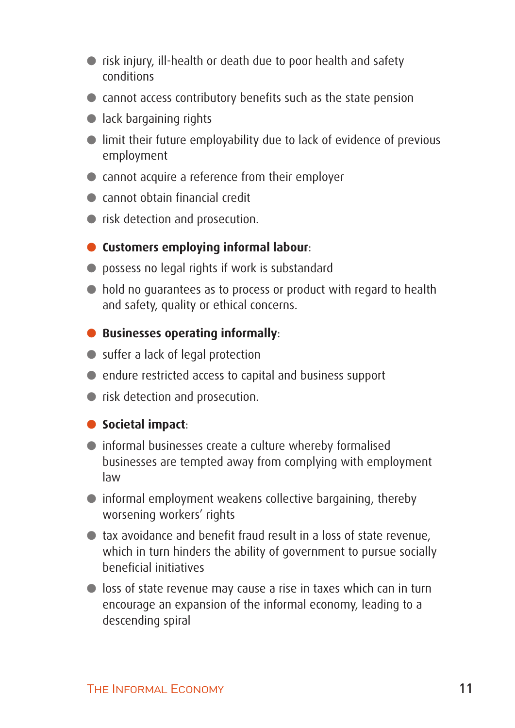- risk injury, ill-health or death due to poor health and safety conditions
- cannot access contributory benefits such as the state pension
- lack bargaining rights
- limit their future employability due to lack of evidence of previous employment
- cannot acquire a reference from their employer
- cannot obtain financial credit
- risk detection and prosecution.

- **Customers employing informal labour**:
- possess no legal rights if work is substandard
- hold no guarantees as to process or product with regard to health and safety, quality or ethical concerns.

- **Businesses operating informally**:
- suffer a lack of legal protection
- endure restricted access to capital and business support
- risk detection and prosecution.

- **Societal impact**:
- informal businesses create a culture whereby formalised businesses are tempted away from complying with employment law
- informal employment weakens collective bargaining, thereby worsening workers' rights
- tax avoidance and benefit fraud result in a loss of state revenue, which in turn hinders the ability of government to pursue socially beneficial initiatives
- loss of state revenue may cause a rise in taxes which can in turn encourage an expansion of the informal economy, leading to a descending spiral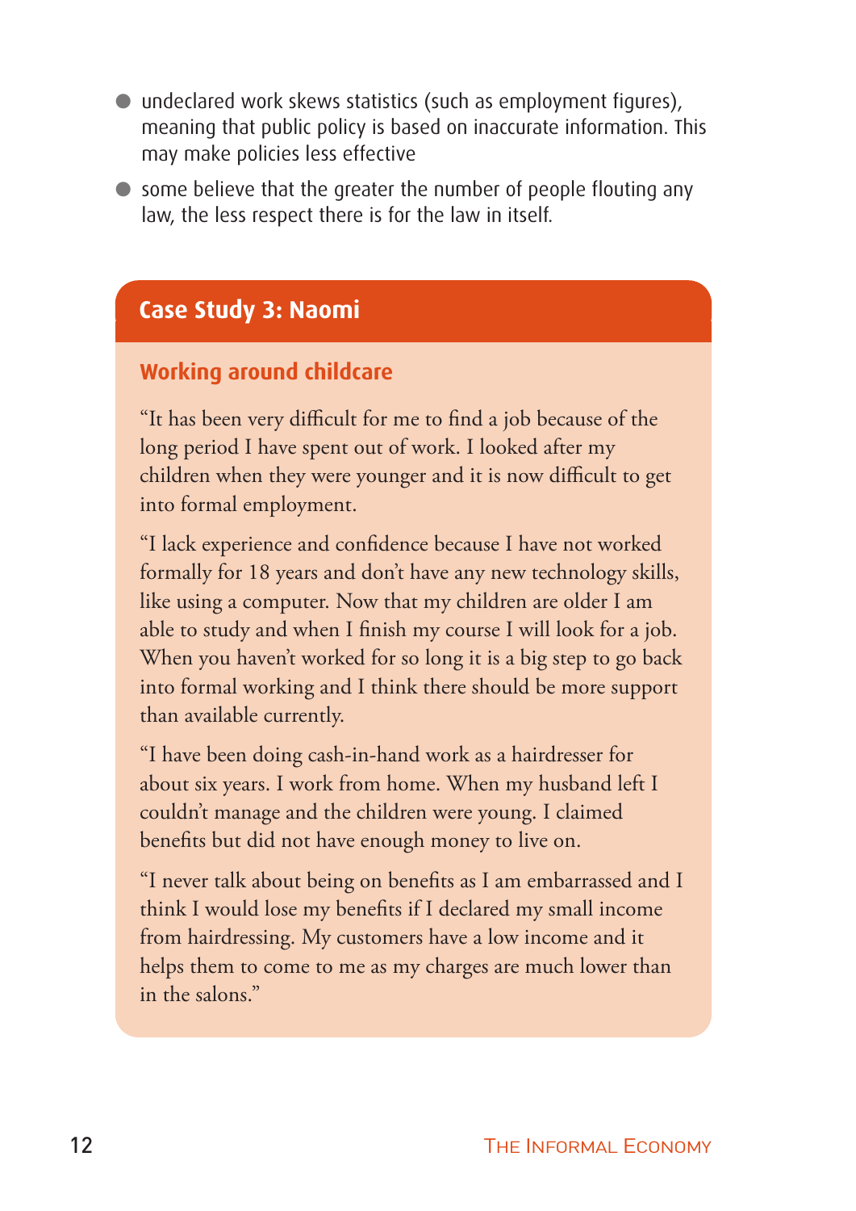- undeclared work skews statistics (such as employment figures), meaning that public policy is based on inaccurate information. This may make policies less effective
- some believe that the greater the number of people flouting any law, the less respect there is for the law in itself.

## Case Study 3: Naomi

### Working around childcare

"It has been very difficult for me to find a job because of the long period I have spent out of work. I looked after my children when they were younger and it is now difficult to get into formal employment.

"I lack experience and confidence because I have not worked formally for 18 years and don't have any new technology skills, like using a computer. Now that my children are older I am able to study and when I finish my course I will look for a job. When you haven't worked for so long it is a big step to go back into formal working and I think there should be more support than available currently.

"I have been doing cash-in-hand work as a hairdresser for about six years. I work from home. When my husband left I couldn't manage and the children were young. I claimed benefits but did not have enough money to live on.

"I never talk about being on benefits as I am embarrassed and I think I would lose my benefits if I declared my small income from hairdressing. My customers have a low income and it helps them to come to me as my charges are much lower than in the salons."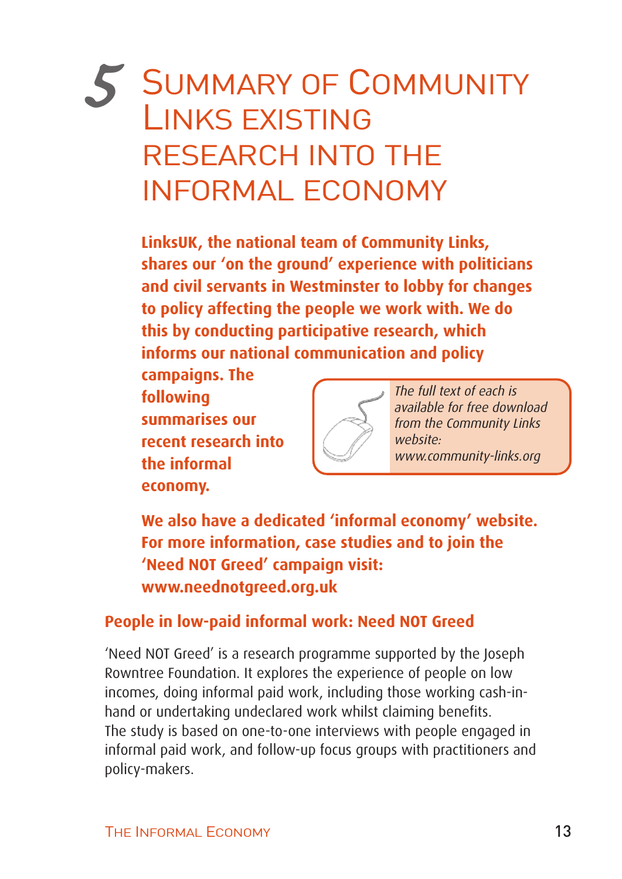# 5 Summary of Community Links existing research into the informal economy

**LinksUK, the national team of Community Links, shares our 'on the ground' experience with politicians and civil servants in Westminster to lobby for changes to policy affecting the people we work with. We do this by conducting participative research, which informs our national communication and policy campaigns. The following summarises our recent research into the informal economy.**

*The full text of each is available for free download from the Community Links website: www.community-links.org*

**We also have a dedicated 'informal economy' website. For more information, case studies and to join the 'Need NOT Greed' campaign visit: www.neednotgreed.org.uk**

## People in low-paid informal work: Need NOT Greed

'Need NOT Greed' is a research programme supported by the Joseph Rowntree Foundation. It explores the experience of people on low incomes, doing informal paid work, including those working cash-in-hand or undertaking undeclared work whilst claiming benefits. The study is based on one-to-one interviews with people engaged in informal paid work, and follow-up focus groups with practitioners and policy-makers.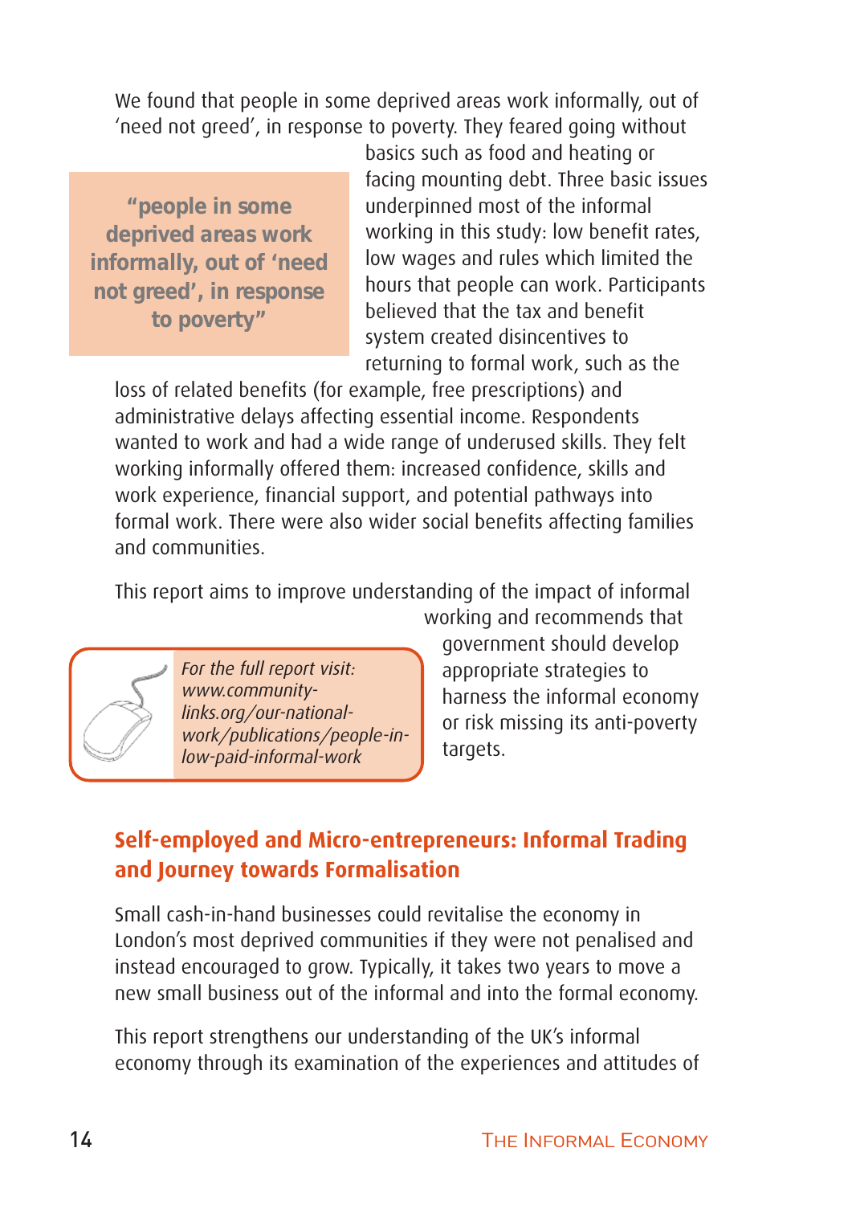We found that people in some deprived areas work informally, out of 'need not greed', in response to poverty. They feared going without basics such as food and heating or facing mounting debt. Three basic issues underpinned most of the informal working in this study: low benefit rates, low wages and rules which limited the hours that people can work. Participants believed that the tax and benefit system created disincentives to returning to formal work, such as the loss of related benefits (for example, free prescriptions) and administrative delays affecting essential income. Respondents wanted to work and had a wide range of underused skills. They felt working informally offered them: increased confidence, skills and work experience, financial support, and potential pathways into formal work. There were also wider social benefits affecting families and communities.

> **"people in some deprived areas work informally, out of 'need not greed', in response to poverty"**

This report aims to improve understanding of the impact of informal working and recommends that government should develop appropriate strategies to harness the informal economy or risk missing its anti-poverty targets.

> *For the full report visit: www.community-links.org/our-national-work/publications/people-in-low-paid-informal-work*

## Self-employed and Micro-entrepreneurs: Informal Trading and Journey towards Formalisation

Small cash-in-hand businesses could revitalise the economy in London's most deprived communities if they were not penalised and instead encouraged to grow. Typically, it takes two years to move a new small business out of the informal and into the formal economy.

This report strengthens our understanding of the UK's informal economy through its examination of the experiences and attitudes of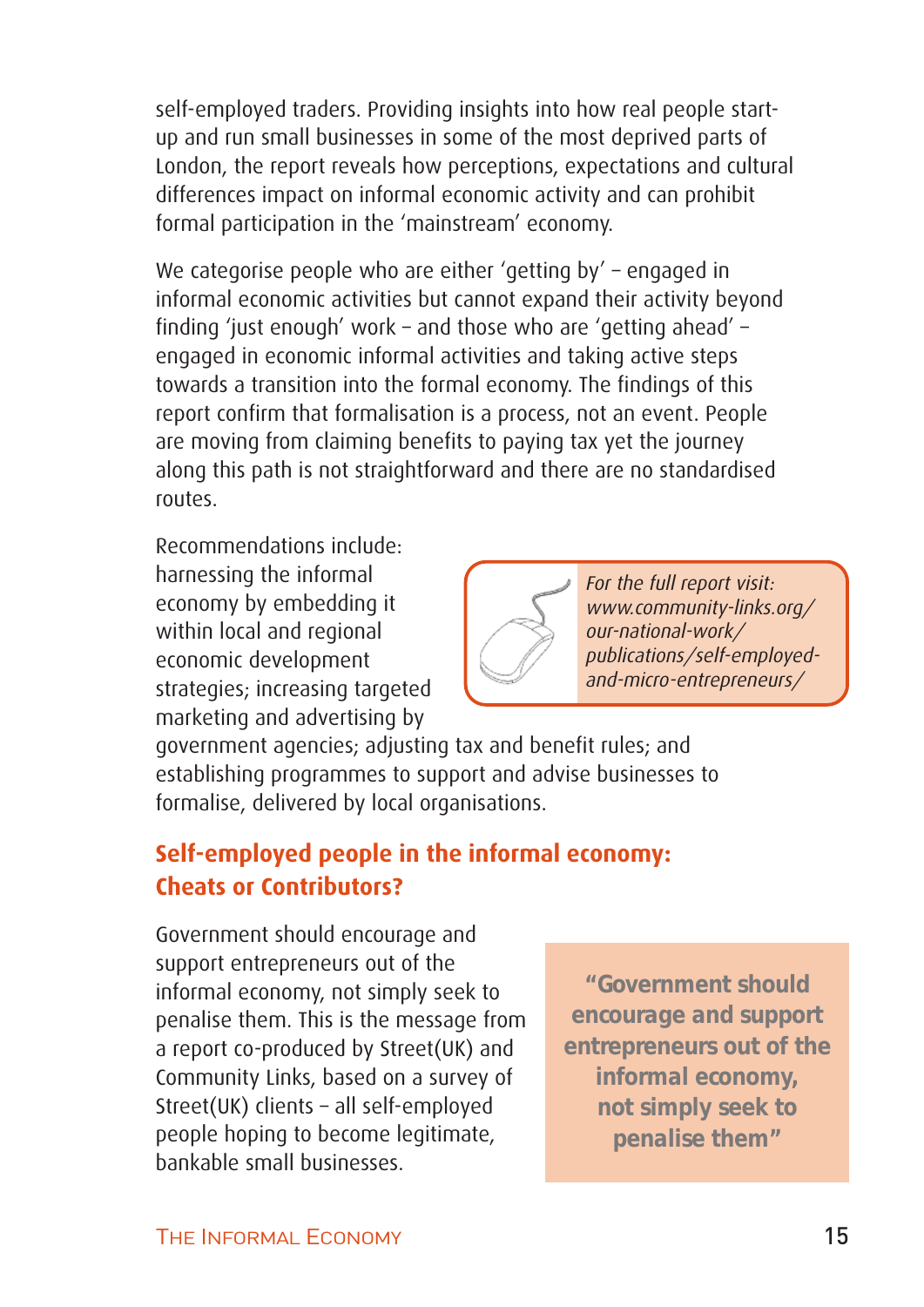self-employed traders. Providing insights into how real people start-up and run small businesses in some of the most deprived parts of London, the report reveals how perceptions, expectations and cultural differences impact on informal economic activity and can prohibit formal participation in the 'mainstream' economy.

We categorise people who are either 'getting by' – engaged in informal economic activities but cannot expand their activity beyond finding 'just enough' work – and those who are 'getting ahead' – engaged in economic informal activities and taking active steps towards a transition into the formal economy. The findings of this report confirm that formalisation is a process, not an event. People are moving from claiming benefits to paying tax yet the journey along this path is not straightforward and there are no standardised routes.

Recommendations include: harnessing the informal economy by embedding it within local and regional economic development strategies; increasing targeted marketing and advertising by government agencies; adjusting tax and benefit rules; and establishing programmes to support and advise businesses to formalise, delivered by local organisations.

*For the full report visit: www.community-links.org/our-national-work/publications/self-employed-and-micro-entrepreneurs/*

## Self-employed people in the informal economy: Cheats or Contributors?

Government should encourage and support entrepreneurs out of the informal economy, not simply seek to penalise them. This is the message from a report co-produced by Street(UK) and Community Links, based on a survey of Street(UK) clients – all self-employed people hoping to become legitimate, bankable small businesses.

**"Government should encourage and support entrepreneurs out of the informal economy, not simply seek to penalise them"**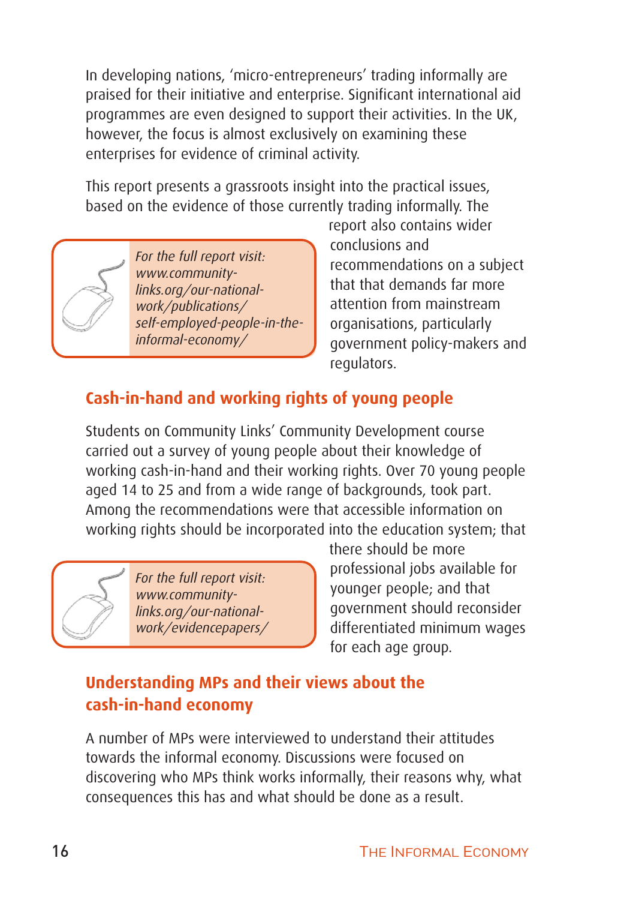In developing nations, 'micro-entrepreneurs' trading informally are praised for their initiative and enterprise. Significant international aid programmes are even designed to support their activities. In the UK, however, the focus is almost exclusively on examining these enterprises for evidence of criminal activity.

This report presents a grassroots insight into the practical issues, based on the evidence of those currently trading informally. The report also contains wider conclusions and recommendations on a subject that that demands far more attention from mainstream organisations, particularly government policy-makers and regulators.

*For the full report visit: www.community-links.org/our-national-work/publications/self-employed-people-in-the-informal-economy/*

## Cash-in-hand and working rights of young people

Students on Community Links' Community Development course carried out a survey of young people about their knowledge of working cash-in-hand and their working rights. Over 70 young people aged 14 to 25 and from a wide range of backgrounds, took part. Among the recommendations were that accessible information on working rights should be incorporated into the education system; that there should be more professional jobs available for younger people; and that government should reconsider differentiated minimum wages for each age group.

*For the full report visit: www.community-links.org/our-national-work/evidencepapers/*

## Understanding MPs and their views about the cash-in-hand economy

A number of MPs were interviewed to understand their attitudes towards the informal economy. Discussions were focused on discovering who MPs think works informally, their reasons why, what consequences this has and what should be done as a result.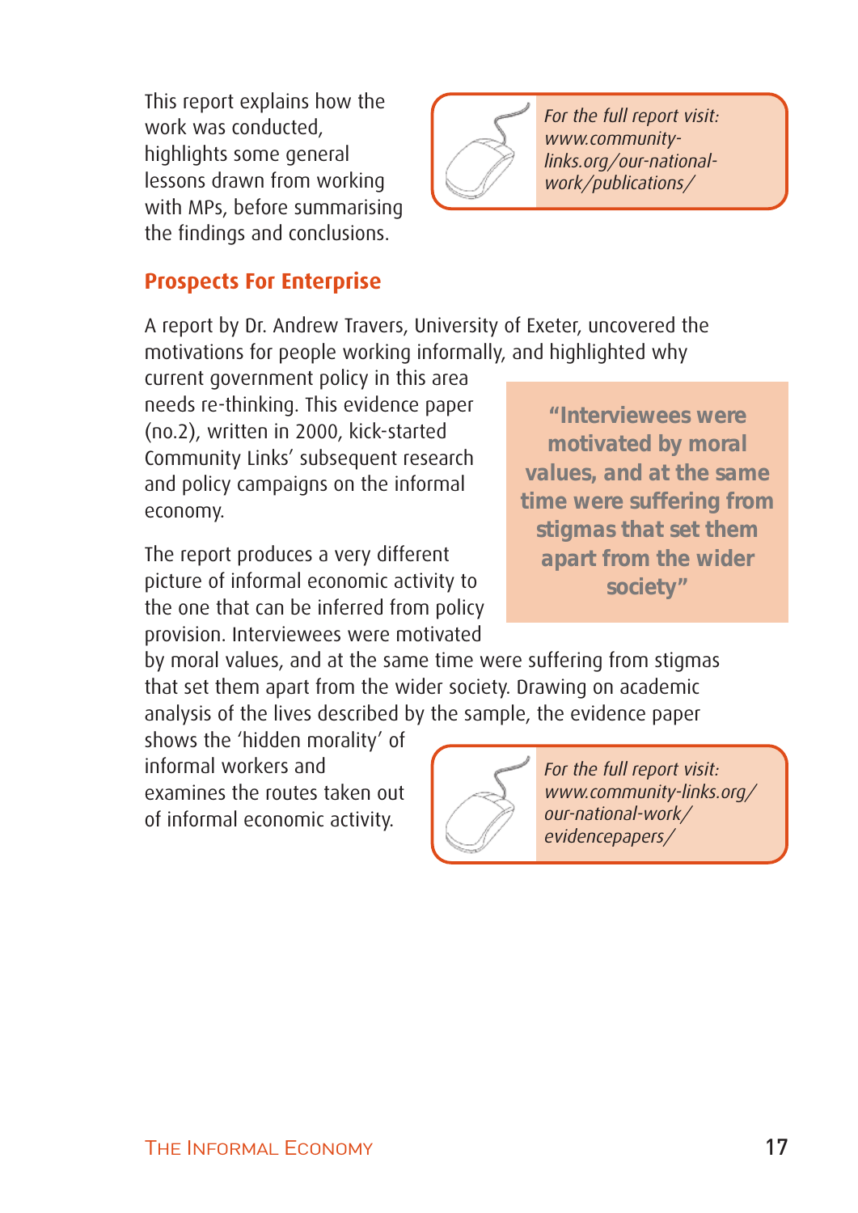This report explains how the work was conducted, highlights some general lessons drawn from working with MPs, before summarising the findings and conclusions.

*For the full report visit: www.community-links.org/our-national-work/publications/*

## Prospects For Enterprise

A report by Dr. Andrew Travers, University of Exeter, uncovered the motivations for people working informally, and highlighted why current government policy in this area needs re-thinking. This evidence paper (no.2), written in 2000, kick-started Community Links' subsequent research and policy campaigns on the informal economy.

> **"Interviewees were motivated by moral values, and at the same time were suffering from stigmas that set them apart from the wider society"**

The report produces a very different picture of informal economic activity to the one that can be inferred from policy provision. Interviewees were motivated by moral values, and at the same time were suffering from stigmas that set them apart from the wider society. Drawing on academic analysis of the lives described by the sample, the evidence paper shows the 'hidden morality' of informal workers and examines the routes taken out of informal economic activity.

*For the full report visit: www.community-links.org/our-national-work/evidencepapers/*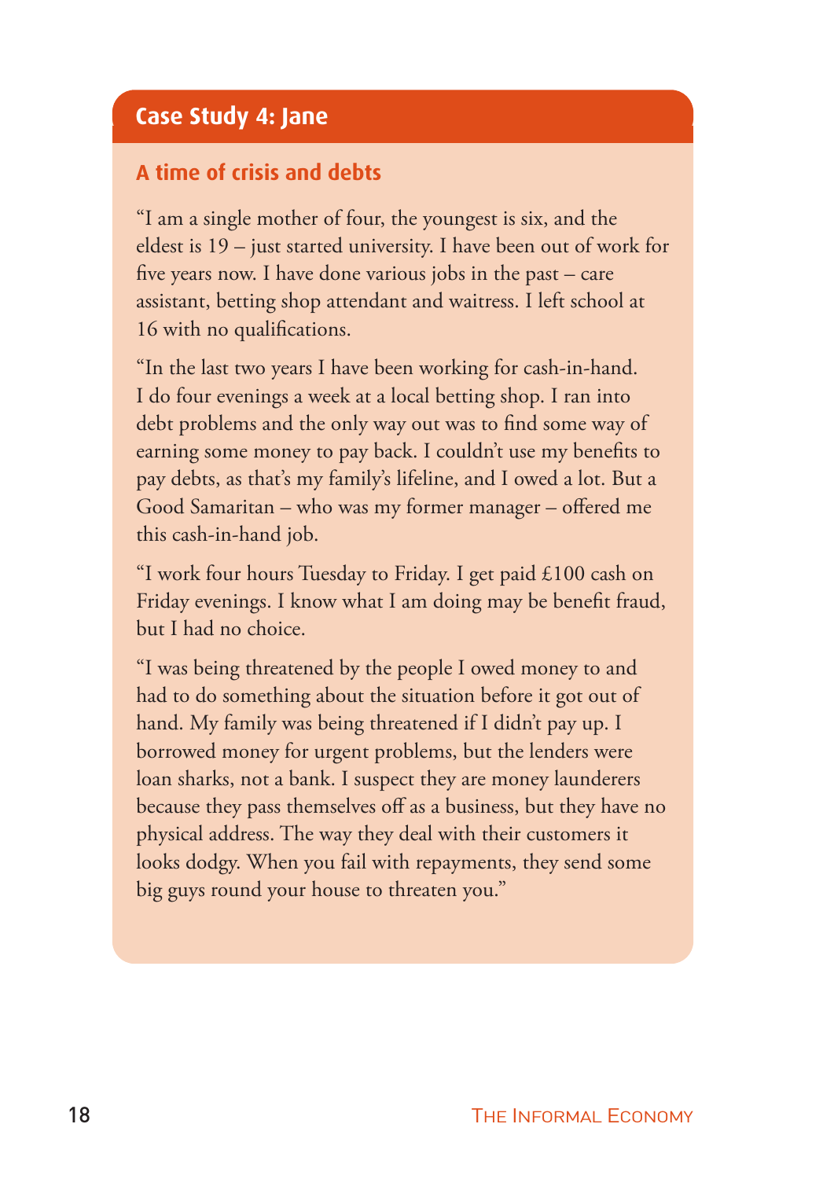## Case Study 4: Jane

### A time of crisis and debts

"I am a single mother of four, the youngest is six, and the eldest is 19 – just started university. I have been out of work for five years now. I have done various jobs in the past – care assistant, betting shop attendant and waitress. I left school at 16 with no qualifications.

"In the last two years I have been working for cash-in-hand. I do four evenings a week at a local betting shop. I ran into debt problems and the only way out was to find some way of earning some money to pay back. I couldn't use my benefits to pay debts, as that's my family's lifeline, and I owed a lot. But a Good Samaritan – who was my former manager – offered me this cash-in-hand job.

"I work four hours Tuesday to Friday. I get paid £100 cash on Friday evenings. I know what I am doing may be benefit fraud, but I had no choice.

"I was being threatened by the people I owed money to and had to do something about the situation before it got out of hand. My family was being threatened if I didn't pay up. I borrowed money for urgent problems, but the lenders were loan sharks, not a bank. I suspect they are money launderers because they pass themselves off as a business, but they have no physical address. The way they deal with their customers it looks dodgy. When you fail with repayments, they send some big guys round your house to threaten you."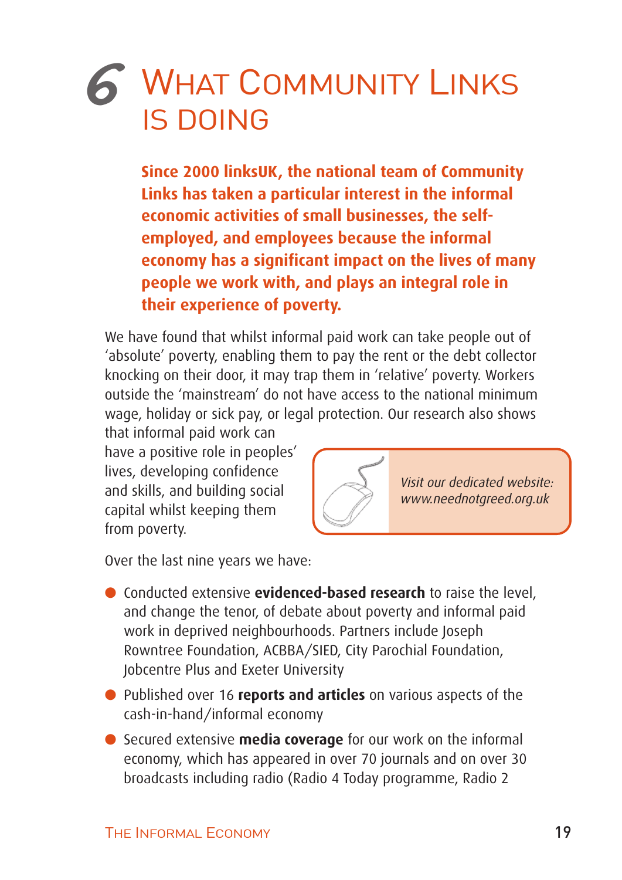# 6 What Community Links is doing

**Since 2000 linksUK, the national team of Community Links has taken a particular interest in the informal economic activities of small businesses, the self-employed, and employees because the informal economy has a significant impact on the lives of many people we work with, and plays an integral role in their experience of poverty.**

We have found that whilst informal paid work can take people out of 'absolute' poverty, enabling them to pay the rent or the debt collector knocking on their door, it may trap them in 'relative' poverty. Workers outside the 'mainstream' do not have access to the national minimum wage, holiday or sick pay, or legal protection. Our research also shows that informal paid work can have a positive role in peoples' lives, developing confidence and skills, and building social capital whilst keeping them from poverty.

*Visit our dedicated website: www.neednotgreed.org.uk*

Over the last nine years we have:

- Conducted extensive **evidenced-based research** to raise the level, and change the tenor, of debate about poverty and informal paid work in deprived neighbourhoods. Partners include Joseph Rowntree Foundation, ACBBA/SIED, City Parochial Foundation, Jobcentre Plus and Exeter University
- Published over 16 **reports and articles** on various aspects of the cash-in-hand/informal economy
- Secured extensive **media coverage** for our work on the informal economy, which has appeared in over 70 journals and on over 30 broadcasts including radio (Radio 4 Today programme, Radio 2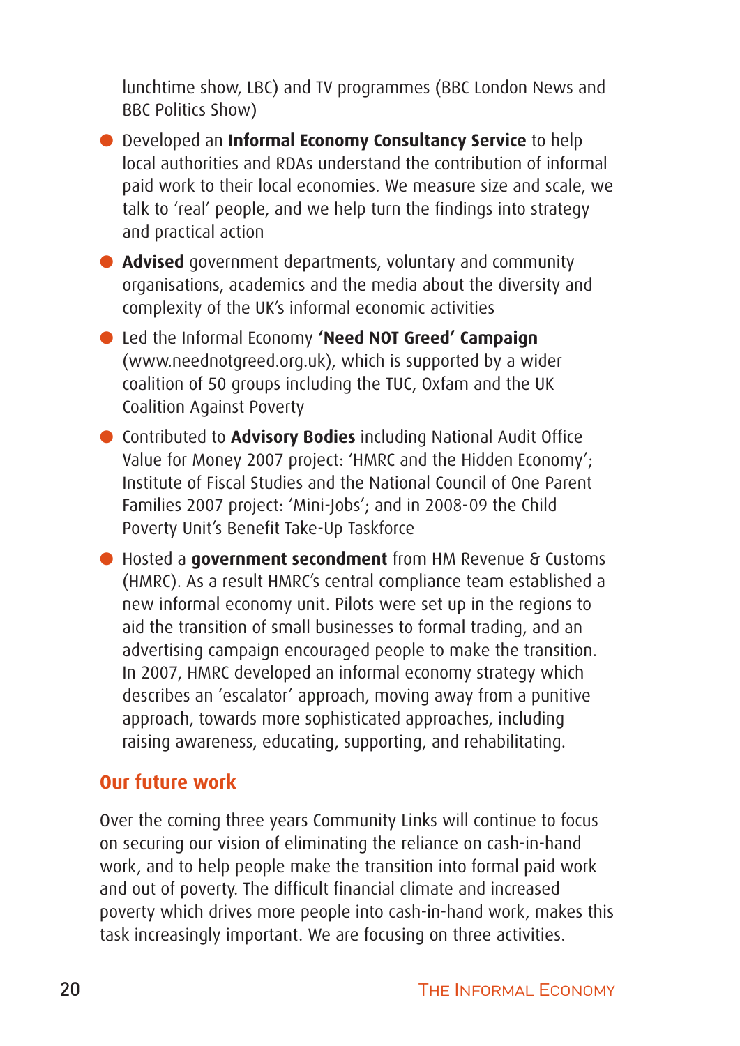lunchtime show, LBC) and TV programmes (BBC London News and BBC Politics Show)

- Developed an **Informal Economy Consultancy Service** to help local authorities and RDAs understand the contribution of informal paid work to their local economies. We measure size and scale, we talk to 'real' people, and we help turn the findings into strategy and practical action
- **Advised** government departments, voluntary and community organisations, academics and the media about the diversity and complexity of the UK's informal economic activities
- Led the Informal Economy **'Need NOT Greed' Campaign** (www.neednotgreed.org.uk), which is supported by a wider coalition of 50 groups including the TUC, Oxfam and the UK Coalition Against Poverty
- Contributed to **Advisory Bodies** including National Audit Office Value for Money 2007 project: 'HMRC and the Hidden Economy'; Institute of Fiscal Studies and the National Council of One Parent Families 2007 project: 'Mini-Jobs'; and in 2008-09 the Child Poverty Unit's Benefit Take-Up Taskforce
- Hosted a **government secondment** from HM Revenue & Customs (HMRC). As a result HMRC's central compliance team established a new informal economy unit. Pilots were set up in the regions to aid the transition of small businesses to formal trading, and an advertising campaign encouraged people to make the transition. In 2007, HMRC developed an informal economy strategy which describes an 'escalator' approach, moving away from a punitive approach, towards more sophisticated approaches, including raising awareness, educating, supporting, and rehabilitating.

## Our future work

Over the coming three years Community Links will continue to focus on securing our vision of eliminating the reliance on cash-in-hand work, and to help people make the transition into formal paid work and out of poverty. The difficult financial climate and increased poverty which drives more people into cash-in-hand work, makes this task increasingly important. We are focusing on three activities.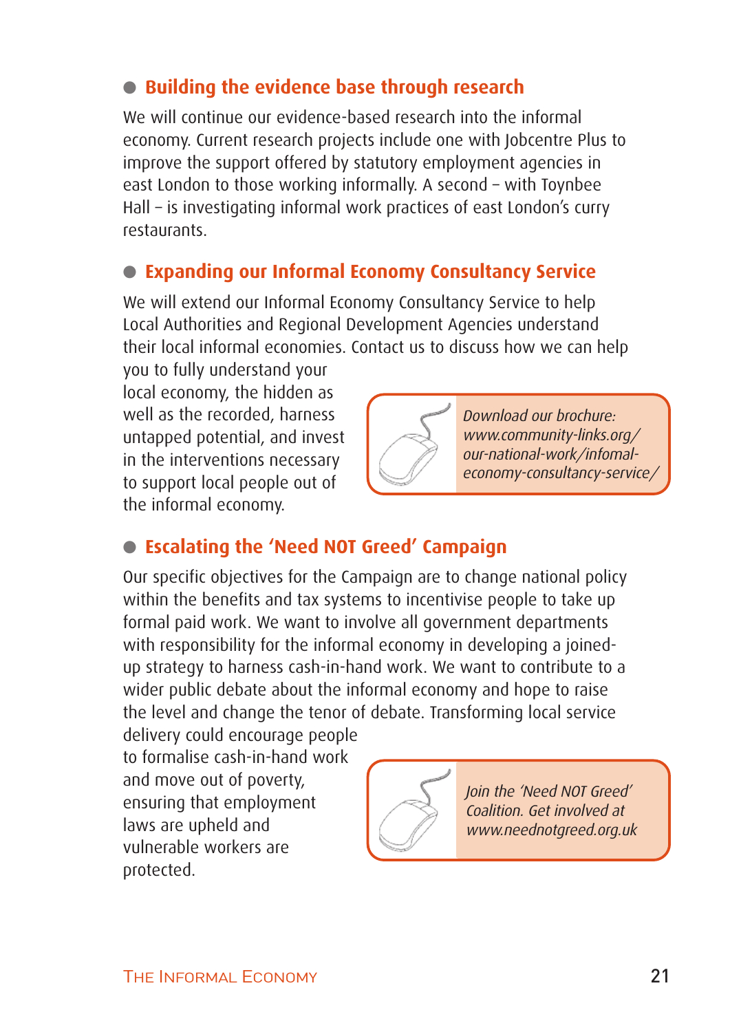## Building the evidence base through research

We will continue our evidence-based research into the informal economy. Current research projects include one with Jobcentre Plus to improve the support offered by statutory employment agencies in east London to those working informally. A second – with Toynbee Hall – is investigating informal work practices of east London's curry restaurants.

## Expanding our Informal Economy Consultancy Service

We will extend our Informal Economy Consultancy Service to help Local Authorities and Regional Development Agencies understand their local informal economies. Contact us to discuss how we can help you to fully understand your local economy, the hidden as well as the recorded, harness untapped potential, and invest in the interventions necessary to support local people out of the informal economy.

*Download our brochure: www.community-links.org/our-national-work/infomal-economy-consultancy-service/*

## Escalating the 'Need NOT Greed' Campaign

Our specific objectives for the Campaign are to change national policy within the benefits and tax systems to incentivise people to take up formal paid work. We want to involve all government departments with responsibility for the informal economy in developing a joined-up strategy to harness cash-in-hand work. We want to contribute to a wider public debate about the informal economy and hope to raise the level and change the tenor of debate. Transforming local service delivery could encourage people to formalise cash-in-hand work and move out of poverty, ensuring that employment laws are upheld and vulnerable workers are protected.

*Join the 'Need NOT Greed' Coalition. Get involved at www.neednotgreed.org.uk*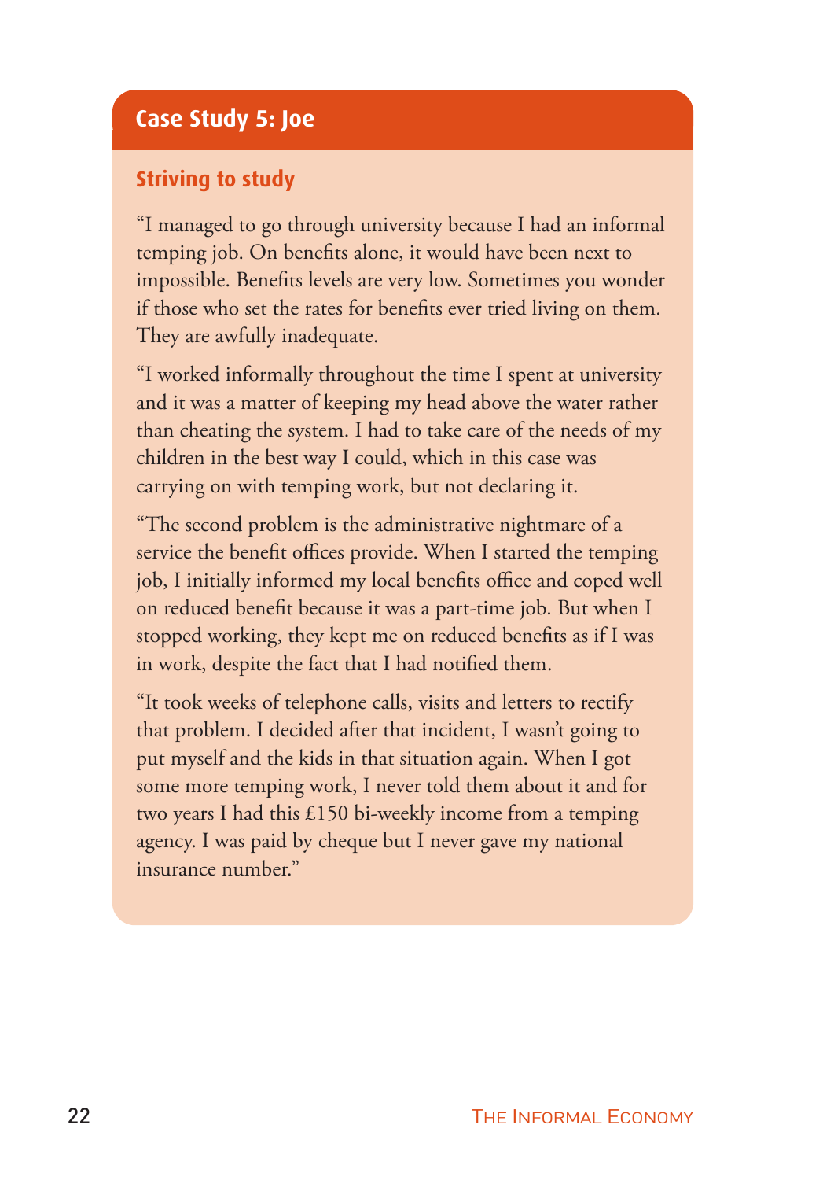## Case Study 5: Joe

### Striving to study

"I managed to go through university because I had an informal temping job. On benefits alone, it would have been next to impossible. Benefits levels are very low. Sometimes you wonder if those who set the rates for benefits ever tried living on them. They are awfully inadequate.

"I worked informally throughout the time I spent at university and it was a matter of keeping my head above the water rather than cheating the system. I had to take care of the needs of my children in the best way I could, which in this case was carrying on with temping work, but not declaring it.

"The second problem is the administrative nightmare of a service the benefit offices provide. When I started the temping job, I initially informed my local benefits office and coped well on reduced benefit because it was a part-time job. But when I stopped working, they kept me on reduced benefits as if I was in work, despite the fact that I had notified them.

"It took weeks of telephone calls, visits and letters to rectify that problem. I decided after that incident, I wasn't going to put myself and the kids in that situation again. When I got some more temping work, I never told them about it and for two years I had this £150 bi-weekly income from a temping agency. I was paid by cheque but I never gave my national insurance number."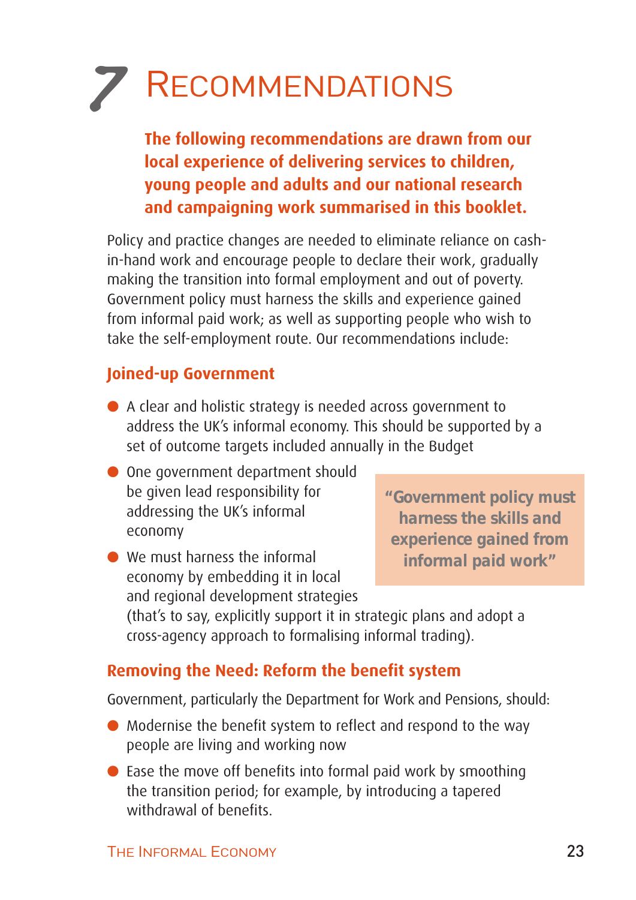# 7 Recommendations

**The following recommendations are drawn from our local experience of delivering services to children, young people and adults and our national research and campaigning work summarised in this booklet.**

Policy and practice changes are needed to eliminate reliance on cash-in-hand work and encourage people to declare their work, gradually making the transition into formal employment and out of poverty. Government policy must harness the skills and experience gained from informal paid work; as well as supporting people who wish to take the self-employment route. Our recommendations include:

## Joined-up Government

- A clear and holistic strategy is needed across government to address the UK's informal economy. This should be supported by a set of outcome targets included annually in the Budget
- One government department should be given lead responsibility for addressing the UK's informal economy
- We must harness the informal economy by embedding it in local and regional development strategies (that's to say, explicitly support it in strategic plans and adopt a cross-agency approach to formalising informal trading).

> **"Government policy must harness the skills and experience gained from informal paid work"**

## Removing the Need: Reform the benefit system

Government, particularly the Department for Work and Pensions, should:

- Modernise the benefit system to reflect and respond to the way people are living and working now
- Ease the move off benefits into formal paid work by smoothing the transition period; for example, by introducing a tapered withdrawal of benefits.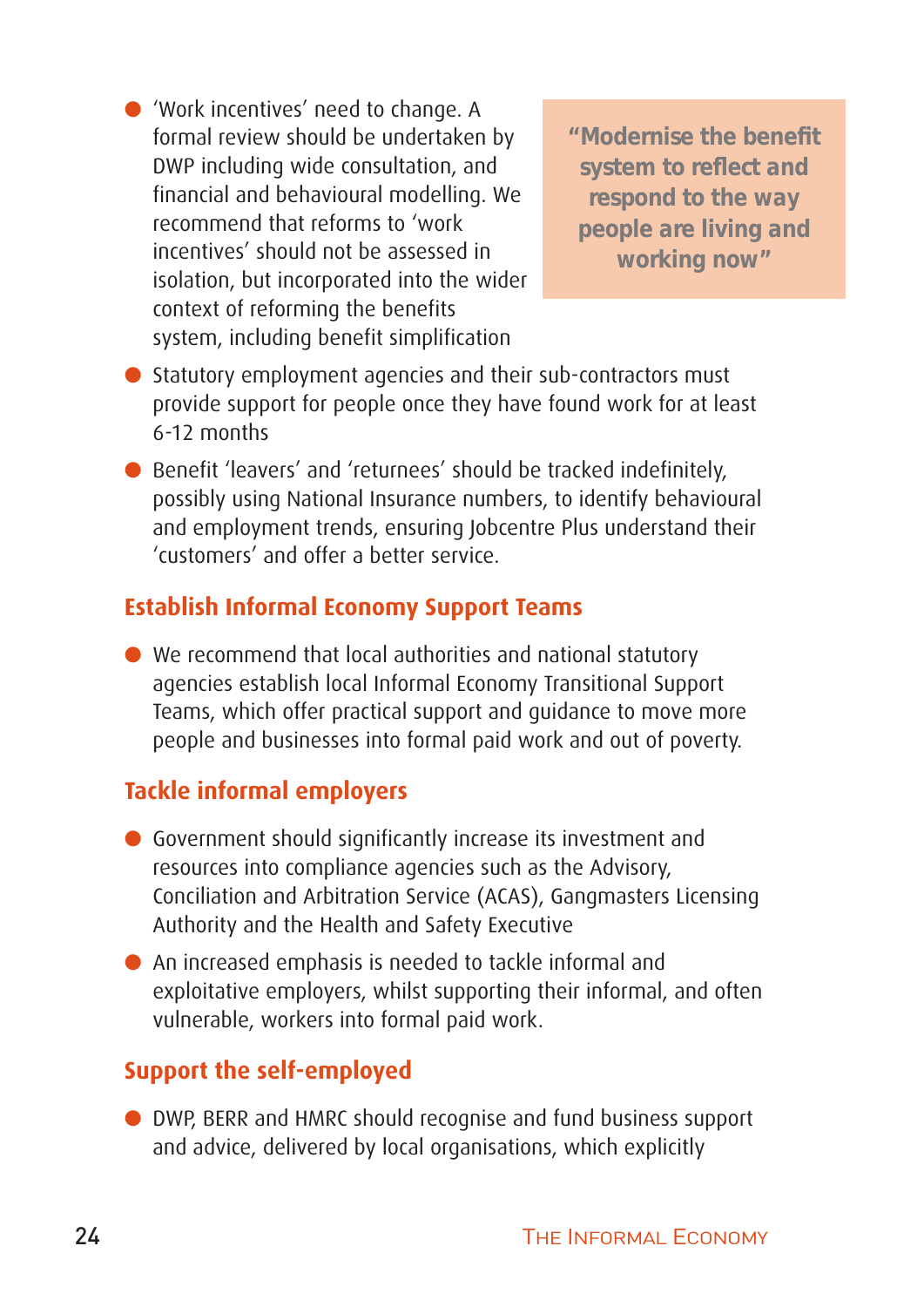- 'Work incentives' need to change. A formal review should be undertaken by DWP including wide consultation, and financial and behavioural modelling. We recommend that reforms to 'work incentives' should not be assessed in isolation, but incorporated into the wider context of reforming the benefits system, including benefit simplification

> **"Modernise the benefit system to reflect and respond to the way people are living and working now"**

- Statutory employment agencies and their sub-contractors must provide support for people once they have found work for at least 6-12 months
- Benefit 'leavers' and 'returnees' should be tracked indefinitely, possibly using National Insurance numbers, to identify behavioural and employment trends, ensuring Jobcentre Plus understand their 'customers' and offer a better service.

### Establish Informal Economy Support Teams

- We recommend that local authorities and national statutory agencies establish local Informal Economy Transitional Support Teams, which offer practical support and guidance to move more people and businesses into formal paid work and out of poverty.

### Tackle informal employers

- Government should significantly increase its investment and resources into compliance agencies such as the Advisory, Conciliation and Arbitration Service (ACAS), Gangmasters Licensing Authority and the Health and Safety Executive
- An increased emphasis is needed to tackle informal and exploitative employers, whilst supporting their informal, and often vulnerable, workers into formal paid work.

### Support the self-employed

- DWP, BERR and HMRC should recognise and fund business support and advice, delivered by local organisations, which explicitly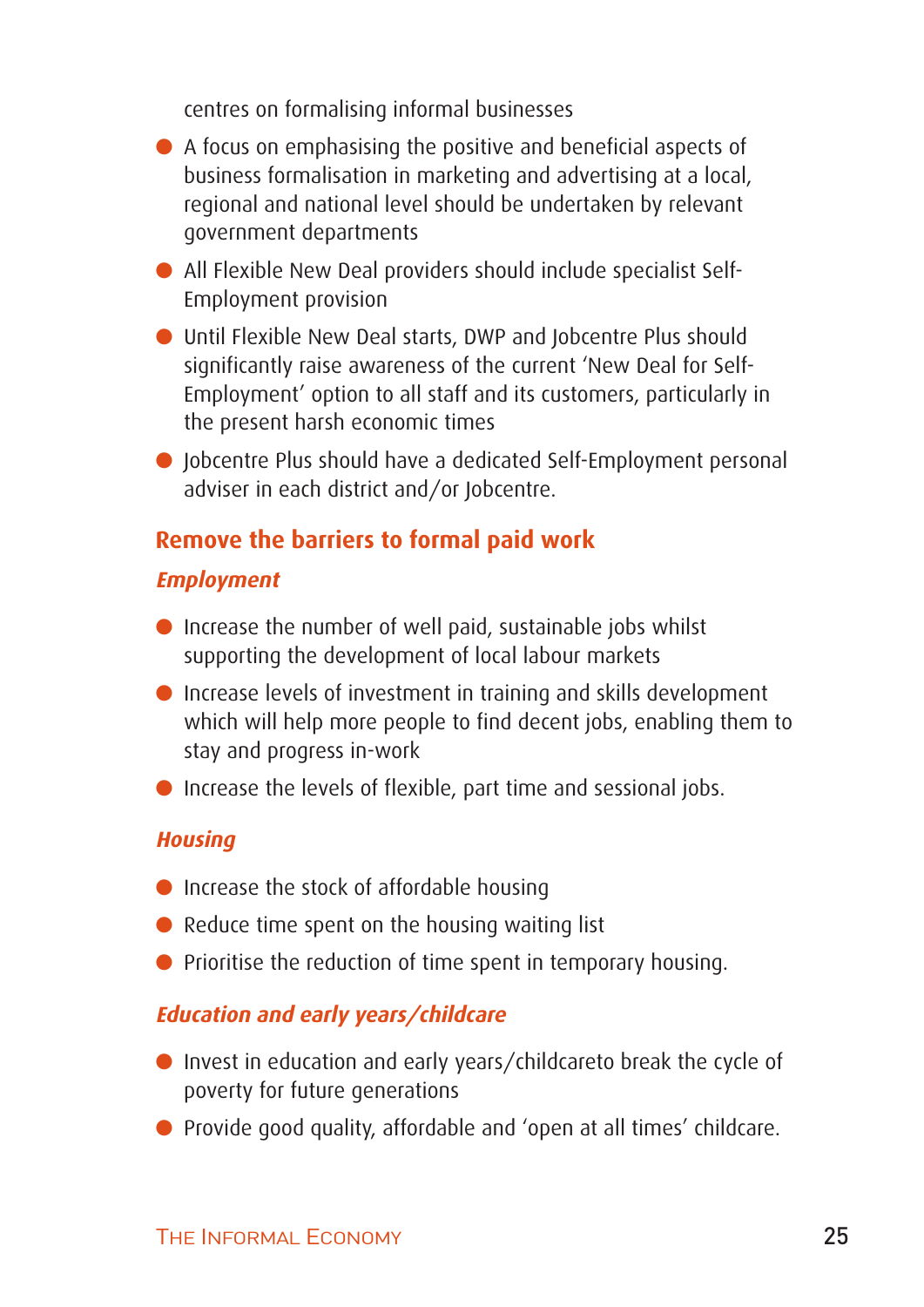centres on formalising informal businesses

- A focus on emphasising the positive and beneficial aspects of business formalisation in marketing and advertising at a local, regional and national level should be undertaken by relevant government departments
- All Flexible New Deal providers should include specialist Self-Employment provision
- Until Flexible New Deal starts, DWP and Jobcentre Plus should significantly raise awareness of the current 'New Deal for Self-Employment' option to all staff and its customers, particularly in the present harsh economic times
- Jobcentre Plus should have a dedicated Self-Employment personal adviser in each district and/or Jobcentre.

## Remove the barriers to formal paid work

### *Employment*

- Increase the number of well paid, sustainable jobs whilst supporting the development of local labour markets
- Increase levels of investment in training and skills development which will help more people to find decent jobs, enabling them to stay and progress in-work
- Increase the levels of flexible, part time and sessional jobs.

### *Housing*

- Increase the stock of affordable housing
- Reduce time spent on the housing waiting list
- Prioritise the reduction of time spent in temporary housing.

### *Education and early years/childcare*

- Invest in education and early years/childcareto break the cycle of poverty for future generations
- Provide good quality, affordable and 'open at all times' childcare.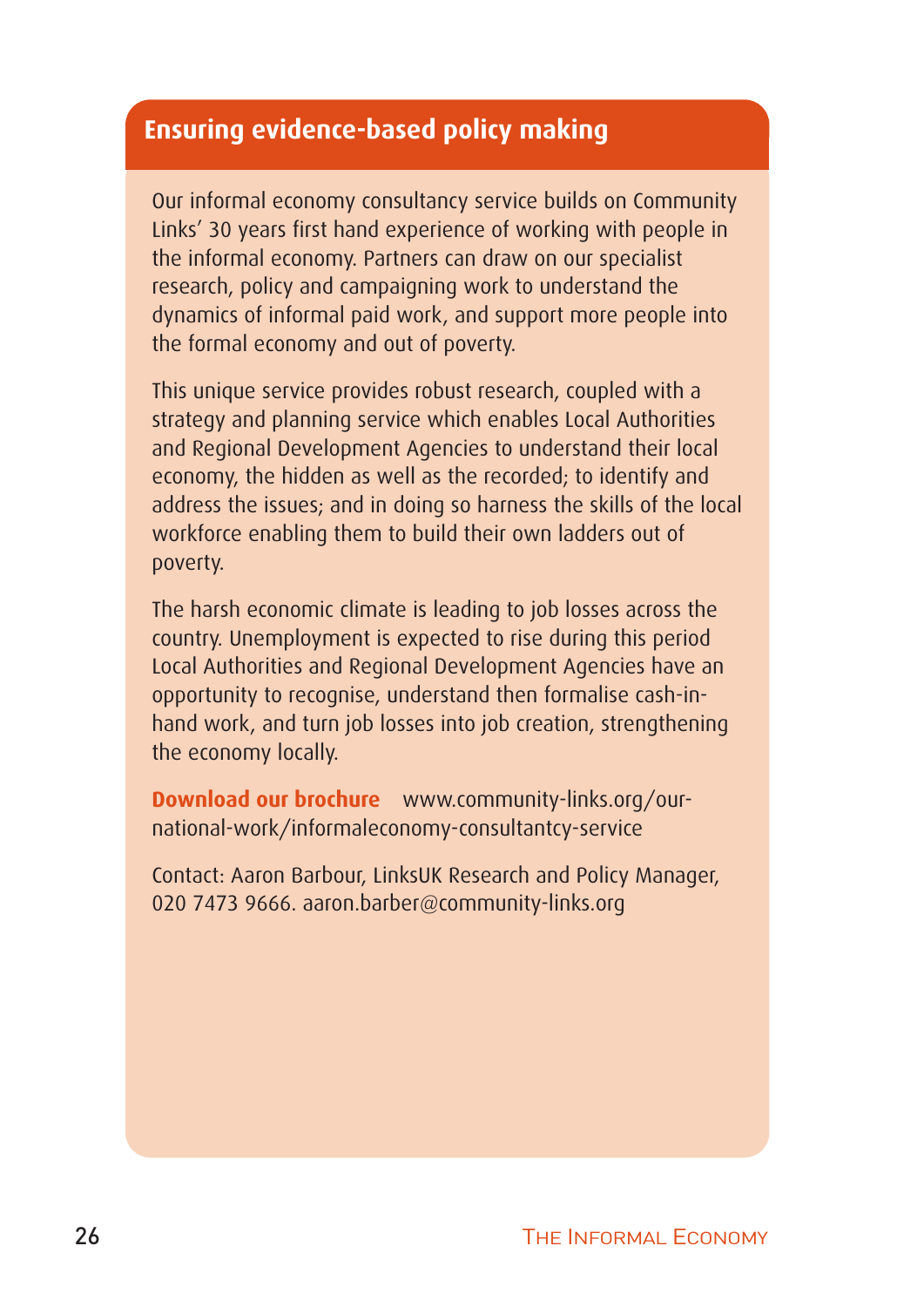## Ensuring evidence-based policy making

Our informal economy consultancy service builds on Community Links' 30 years first hand experience of working with people in the informal economy. Partners can draw on our specialist research, policy and campaigning work to understand the dynamics of informal paid work, and support more people into the formal economy and out of poverty.

This unique service provides robust research, coupled with a strategy and planning service which enables Local Authorities and Regional Development Agencies to understand their local economy, the hidden as well as the recorded; to identify and address the issues; and in doing so harness the skills of the local workforce enabling them to build their own ladders out of poverty.

The harsh economic climate is leading to job losses across the country. Unemployment is expected to rise during this period Local Authorities and Regional Development Agencies have an opportunity to recognise, understand then formalise cash-in-hand work, and turn job losses into job creation, strengthening the economy locally.

**Download our brochure** www.community-links.org/our-national-work/informaleconomy-consultantcy-service

Contact: Aaron Barbour, LinksUK Research and Policy Manager, 020 7473 9666. aaron.barber@community-links.org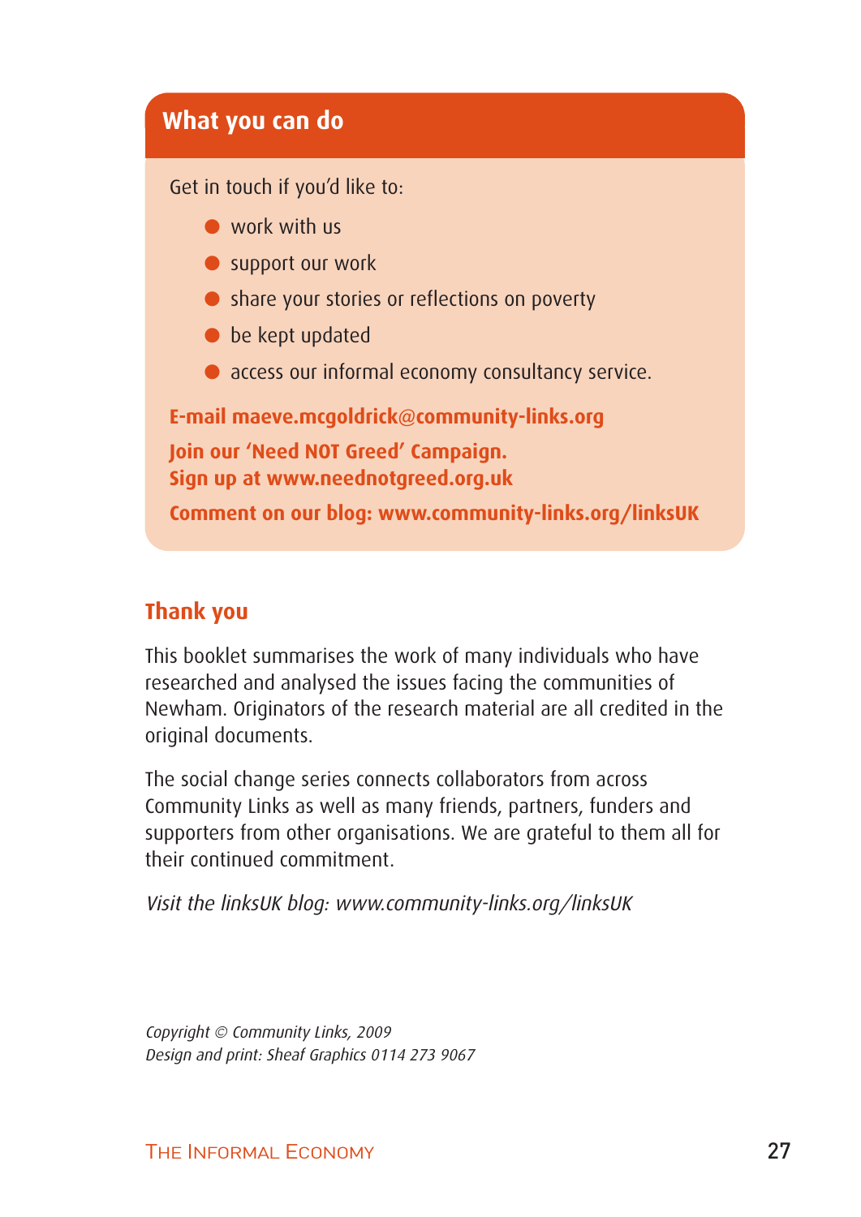## What you can do

Get in touch if you'd like to:

- work with us
- support our work
- share your stories or reflections on poverty
- be kept updated
- access our informal economy consultancy service.

**E-mail maeve.mcgoldrick@community-links.org**

**Join our 'Need NOT Greed' Campaign.**
**Sign up at www.neednotgreed.org.uk**

**Comment on our blog: www.community-links.org/linksUK**

## Thank you

This booklet summarises the work of many individuals who have researched and analysed the issues facing the communities of Newham. Originators of the research material are all credited in the original documents.

The social change series connects collaborators from across Community Links as well as many friends, partners, funders and supporters from other organisations. We are grateful to them all for their continued commitment.

*Visit the linksUK blog: www.community-links.org/linksUK*

*Copyright © Community Links, 2009*
*Design and print: Sheaf Graphics 0114 273 9067*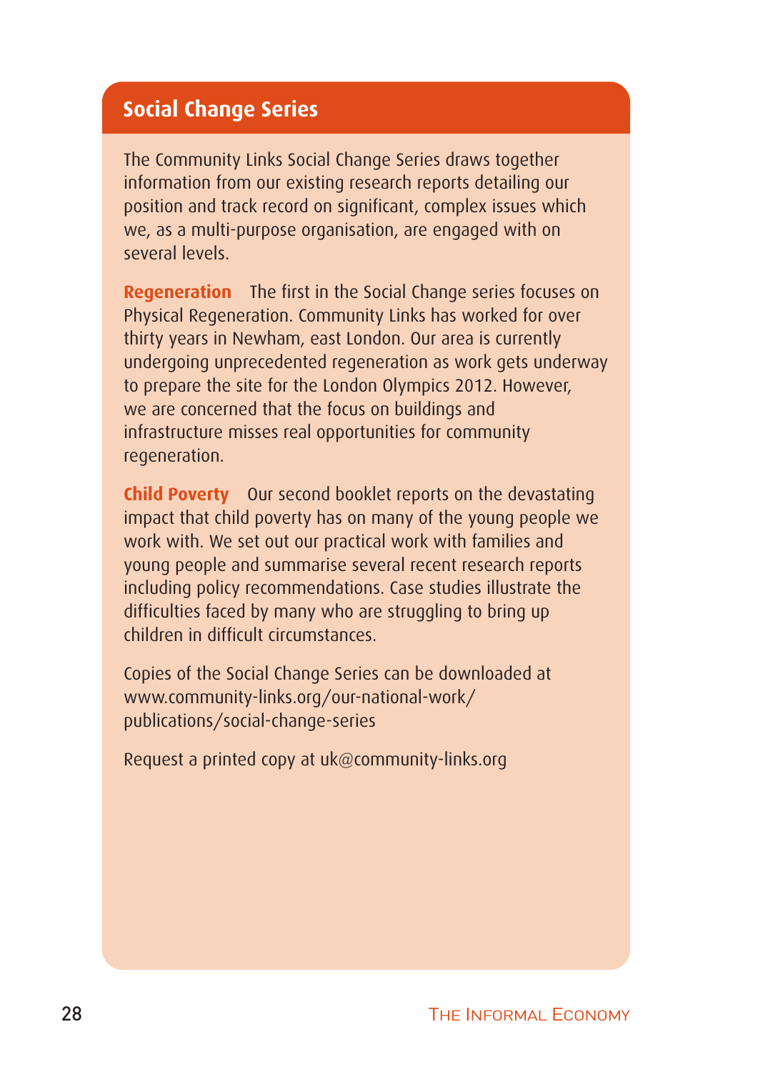## Social Change Series

The Community Links Social Change Series draws together information from our existing research reports detailing our position and track record on significant, complex issues which we, as a multi-purpose organisation, are engaged with on several levels.

**Regeneration** The first in the Social Change series focuses on Physical Regeneration. Community Links has worked for over thirty years in Newham, east London. Our area is currently undergoing unprecedented regeneration as work gets underway to prepare the site for the London Olympics 2012. However, we are concerned that the focus on buildings and infrastructure misses real opportunities for community regeneration.

**Child Poverty** Our second booklet reports on the devastating impact that child poverty has on many of the young people we work with. We set out our practical work with families and young people and summarise several recent research reports including policy recommendations. Case studies illustrate the difficulties faced by many who are struggling to bring up children in difficult circumstances.

Copies of the Social Change Series can be downloaded at www.community-links.org/our-national-work/publications/social-change-series

Request a printed copy at uk@community-links.org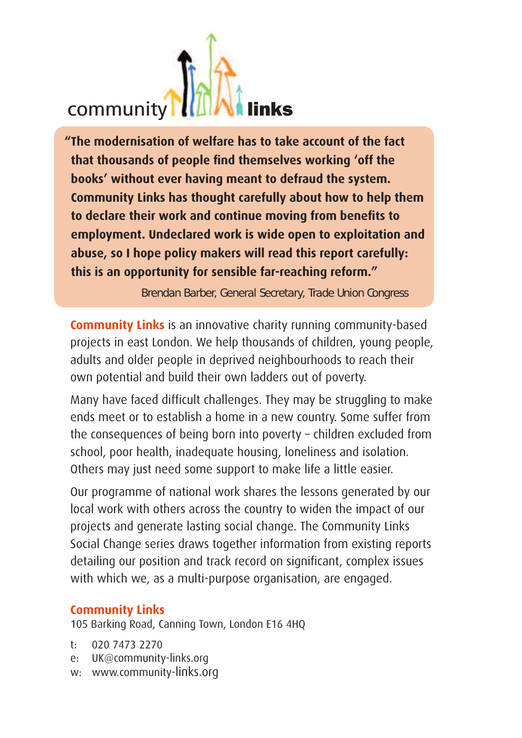community links

**"The modernisation of welfare has to take account of the fact that thousands of people find themselves working 'off the books' without ever having meant to defraud the system. Community Links has thought carefully about how to help them to declare their work and continue moving from benefits to employment. Undeclared work is wide open to exploitation and abuse, so I hope policy makers will read this report carefully: this is an opportunity for sensible far-reaching reform."**

Brendan Barber, General Secretary, Trade Union Congress

**Community Links** is an innovative charity running community-based projects in east London. We help thousands of children, young people, adults and older people in deprived neighbourhoods to reach their own potential and build their own ladders out of poverty.

Many have faced difficult challenges. They may be struggling to make ends meet or to establish a home in a new country. Some suffer from the consequences of being born into poverty – children excluded from school, poor health, inadequate housing, loneliness and isolation. Others may just need some support to make life a little easier.

Our programme of national work shares the lessons generated by our local work with others across the country to widen the impact of our projects and generate lasting social change. The Community Links Social Change series draws together information from existing reports detailing our position and track record on significant, complex issues with which we, as a multi-purpose organisation, are engaged.

**Community Links**
105 Barking Road, Canning Town, London E16 4HQ

t: 020 7473 2270
e: UK@community-links.org
w: www.community-links.org